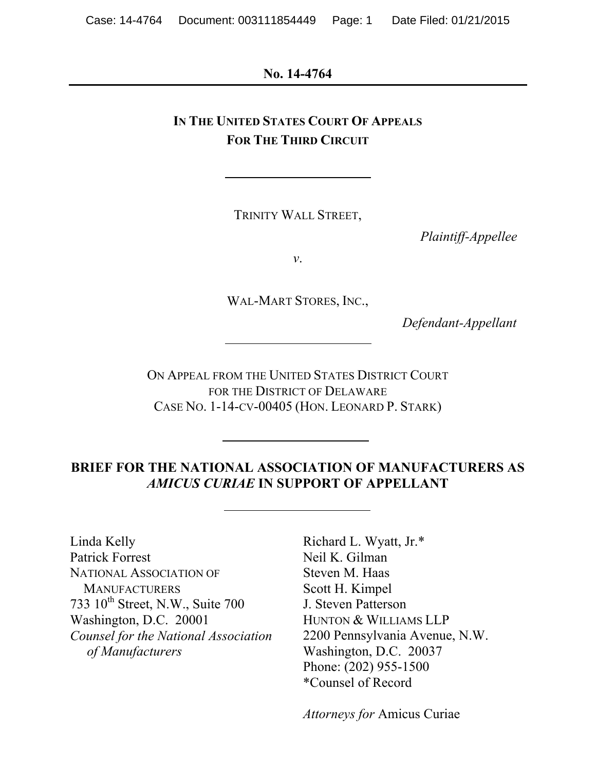**No. 14-4764**

---

**IN THE UNITED STATES COURT OF APPEALS**
**FOR THE THIRD CIRCUIT**

---

TRINITY WALL STREET,

*Plaintiff-Appellee*

*v.*

WAL-MART STORES, INC.,

*Defendant-Appellant*

---

ON APPEAL FROM THE UNITED STATES DISTRICT COURT
FOR THE DISTRICT OF DELAWARE
CASE NO. 1-14-CV-00405 (HON. LEONARD P. STARK)

---

**BRIEF FOR THE NATIONAL ASSOCIATION OF MANUFACTURERS AS *AMICUS CURIAE* IN SUPPORT OF APPELLANT**

---

Linda Kelly
Patrick Forrest
NATIONAL ASSOCIATION OF MANUFACTURERS
733 10th Street, N.W., Suite 700
Washington, D.C. 20001
*Counsel for the National Association of Manufacturers*

Richard L. Wyatt, Jr.*
Neil K. Gilman
Steven M. Haas
Scott H. Kimpel
J. Steven Patterson
HUNTON & WILLIAMS LLP
2200 Pennsylvania Avenue, N.W.
Washington, D.C. 20037
Phone: (202) 955-1500
*Counsel of Record

*Attorneys for* Amicus Curiae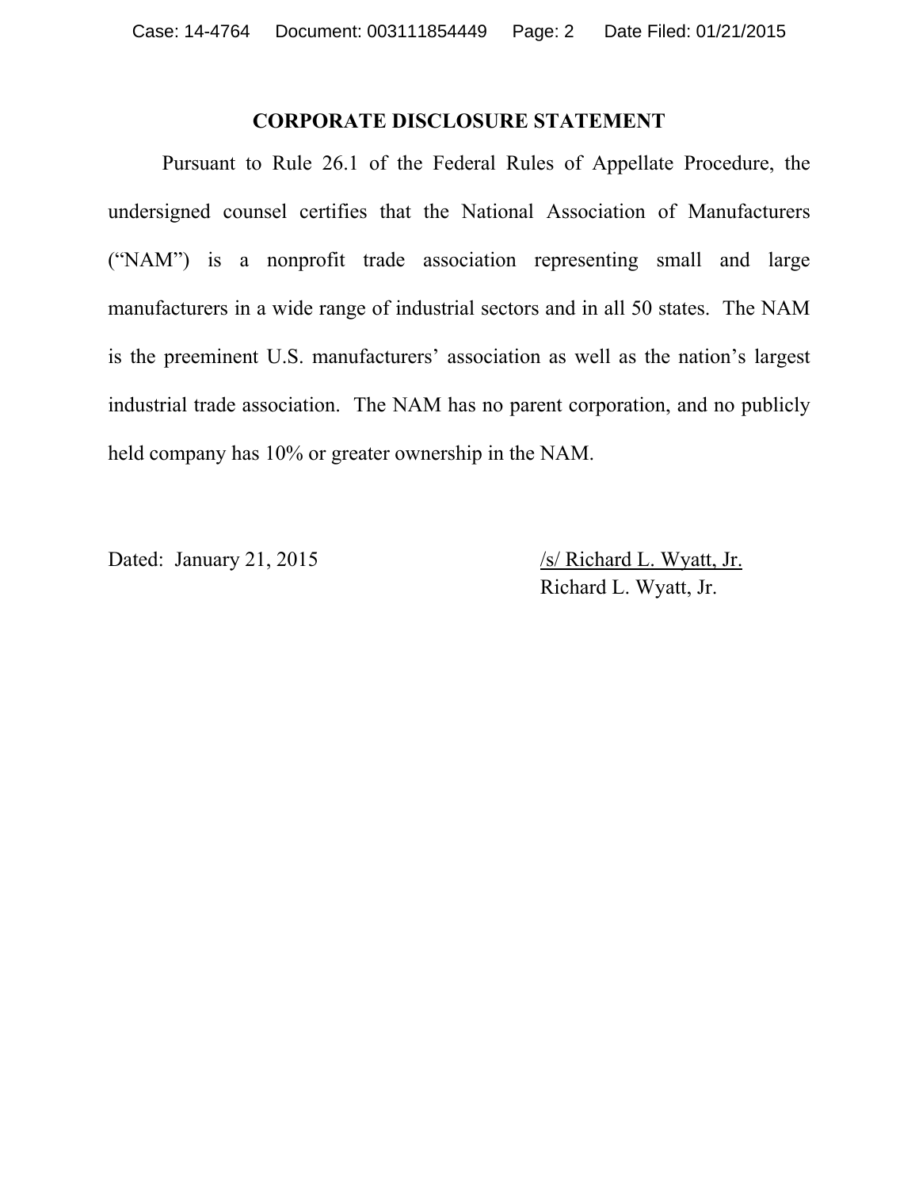## CORPORATE DISCLOSURE STATEMENT

Pursuant to Rule 26.1 of the Federal Rules of Appellate Procedure, the undersigned counsel certifies that the National Association of Manufacturers ("NAM") is a nonprofit trade association representing small and large manufacturers in a wide range of industrial sectors and in all 50 states. The NAM is the preeminent U.S. manufacturers' association as well as the nation's largest industrial trade association. The NAM has no parent corporation, and no publicly held company has 10% or greater ownership in the NAM.

Dated: January 21, 2015

/s/ Richard L. Wyatt, Jr.
Richard L. Wyatt, Jr.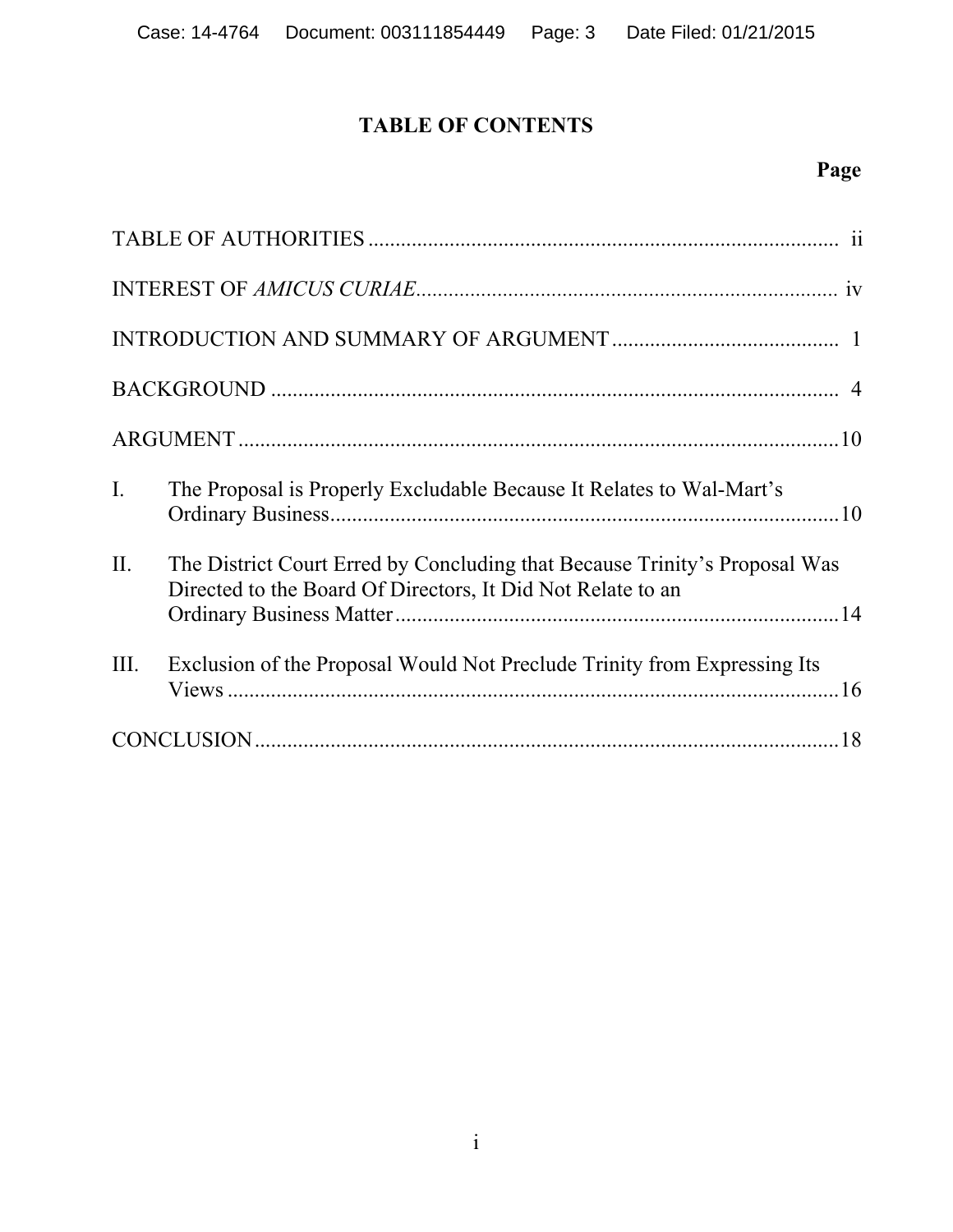## TABLE OF CONTENTS

**Page**

TABLE OF AUTHORITIES ........................................................................................ ii

INTEREST OF *AMICUS CURIAE*............................................................................. iv

INTRODUCTION AND SUMMARY OF ARGUMENT .......................................... 1

BACKGROUND ......................................................................................................... 4

ARGUMENT ............................................................................................................. 10

I. The Proposal is Properly Excludable Because It Relates to Wal-Mart's Ordinary Business............................................................................................ 10

II. The District Court Erred by Concluding that Because Trinity's Proposal Was Directed to the Board Of Directors, It Did Not Relate to an Ordinary Business Matter ................................................................................ 14

III. Exclusion of the Proposal Would Not Preclude Trinity from Expressing Its Views ................................................................................................. 16

CONCLUSION ......................................................................................................... 18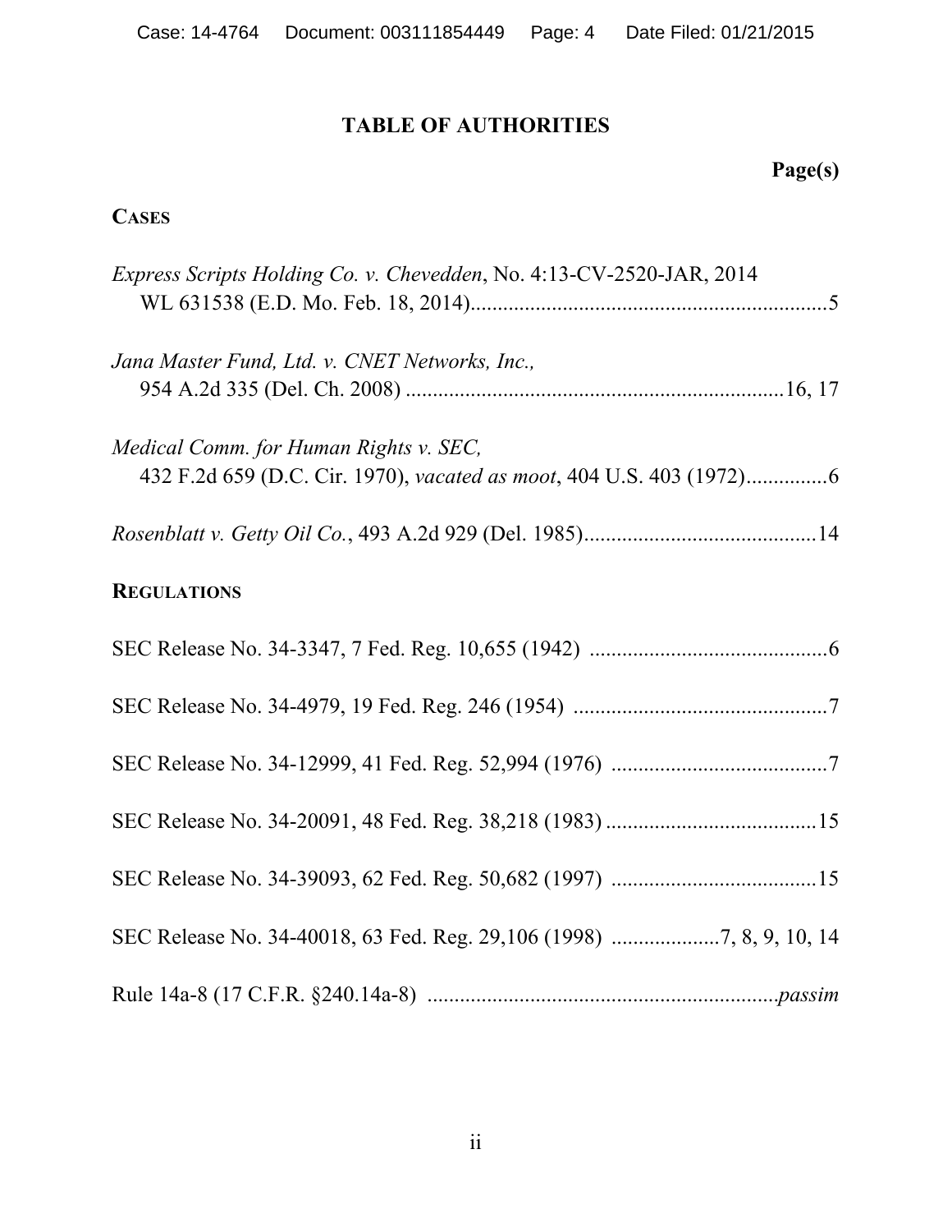# TABLE OF AUTHORITIES

**Page(s)**

**CASES**

*Express Scripts Holding Co. v. Chevedden*, No. 4:13-CV-2520-JAR, 2014 WL 631538 (E.D. Mo. Feb. 18, 2014).....5

*Jana Master Fund, Ltd. v. CNET Networks, Inc.*, 954 A.2d 335 (Del. Ch. 2008).....16, 17

*Medical Comm. for Human Rights v. SEC*, 432 F.2d 659 (D.C. Cir. 1970), *vacated as moot*, 404 U.S. 403 (1972).....6

*Rosenblatt v. Getty Oil Co.*, 493 A.2d 929 (Del. 1985).....14

**REGULATIONS**

SEC Release No. 34-3347, 7 Fed. Reg. 10,655 (1942).....6

SEC Release No. 34-4979, 19 Fed. Reg. 246 (1954).....7

SEC Release No. 34-12999, 41 Fed. Reg. 52,994 (1976).....7

SEC Release No. 34-20091, 48 Fed. Reg. 38,218 (1983).....15

SEC Release No. 34-39093, 62 Fed. Reg. 50,682 (1997).....15

SEC Release No. 34-40018, 63 Fed. Reg. 29,106 (1998).....7, 8, 9, 10, 14

Rule 14a-8 (17 C.F.R. §240.14a-8).....*passim*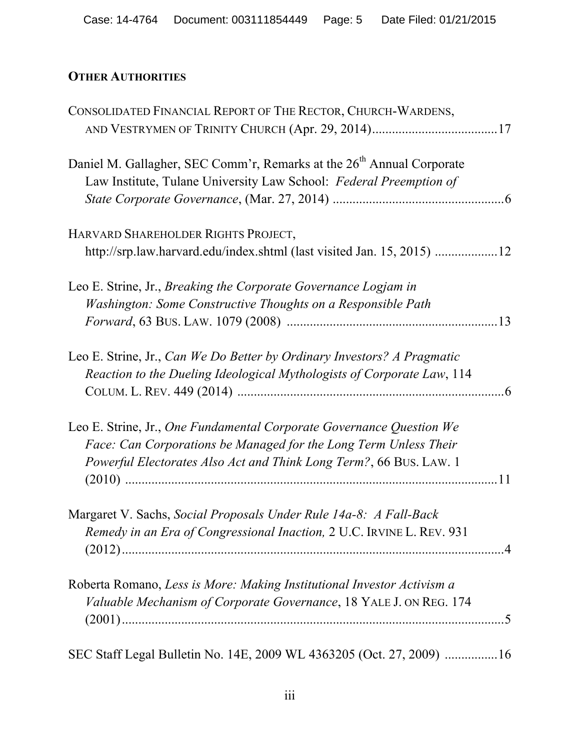**OTHER AUTHORITIES**

CONSOLIDATED FINANCIAL REPORT OF THE RECTOR, CHURCH-WARDENS, AND VESTRYMEN OF TRINITY CHURCH (Apr. 29, 2014)......................................17

Daniel M. Gallagher, SEC Comm'r, Remarks at the 26th Annual Corporate Law Institute, Tulane University Law School: *Federal Preemption of State Corporate Governance*, (Mar. 27, 2014) ....................................................6

HARVARD SHAREHOLDER RIGHTS PROJECT, http://srp.law.harvard.edu/index.shtml (last visited Jan. 15, 2015) ..................12

Leo E. Strine, Jr., *Breaking the Corporate Governance Logjam in Washington: Some Constructive Thoughts on a Responsible Path Forward*, 63 BUS. LAW. 1079 (2008) ................................................................13

Leo E. Strine, Jr., *Can We Do Better by Ordinary Investors? A Pragmatic Reaction to the Dueling Ideological Mythologists of Corporate Law*, 114 COLUM. L. REV. 449 (2014) .................................................................................6

Leo E. Strine, Jr., *One Fundamental Corporate Governance Question We Face: Can Corporations be Managed for the Long Term Unless Their Powerful Electorates Also Act and Think Long Term?*, 66 BUS. LAW. 1 (2010) ..................................................................................................11

Margaret V. Sachs, *Social Proposals Under Rule 14a-8: A Fall-Back Remedy in an Era of Congressional Inaction,* 2 U.C. IRVINE L. REV. 931 (2012).....................................................................................................4

Roberta Romano, *Less is More: Making Institutional Investor Activism a Valuable Mechanism of Corporate Governance*, 18 YALE J. ON REG. 174 (2001).....................................................................................................5

SEC Staff Legal Bulletin No. 14E, 2009 WL 4363205 (Oct. 27, 2009) ................16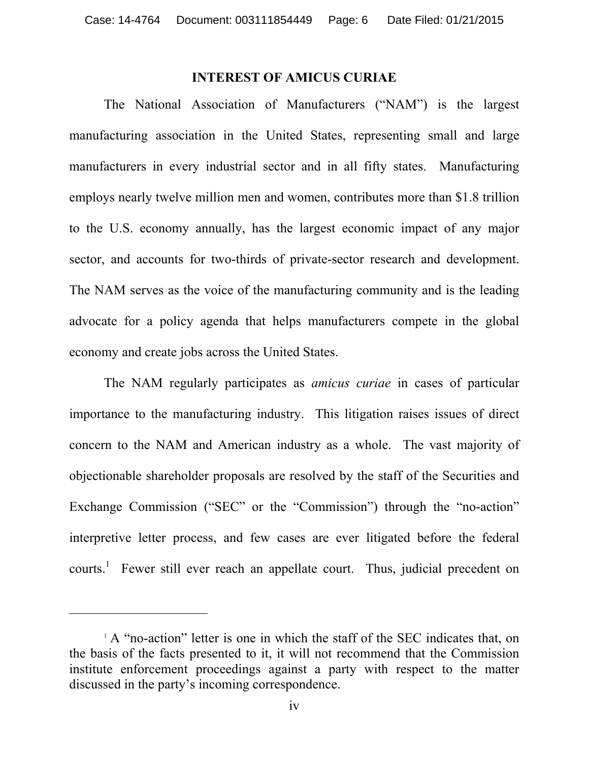## INTEREST OF AMICUS CURIAE

The National Association of Manufacturers ("NAM") is the largest manufacturing association in the United States, representing small and large manufacturers in every industrial sector and in all fifty states. Manufacturing employs nearly twelve million men and women, contributes more than $1.8 trillion to the U.S. economy annually, has the largest economic impact of any major sector, and accounts for two-thirds of private-sector research and development. The NAM serves as the voice of the manufacturing community and is the leading advocate for a policy agenda that helps manufacturers compete in the global economy and create jobs across the United States.

The NAM regularly participates as *amicus curiae* in cases of particular importance to the manufacturing industry. This litigation raises issues of direct concern to the NAM and American industry as a whole. The vast majority of objectionable shareholder proposals are resolved by the staff of the Securities and Exchange Commission ("SEC" or the "Commission") through the "no-action" interpretive letter process, and few cases are ever litigated before the federal courts.[1] Fewer still ever reach an appellate court. Thus, judicial precedent on

---

[1] A "no-action" letter is one in which the staff of the SEC indicates that, on the basis of the facts presented to it, it will not recommend that the Commission institute enforcement proceedings against a party with respect to the matter discussed in the party's incoming correspondence.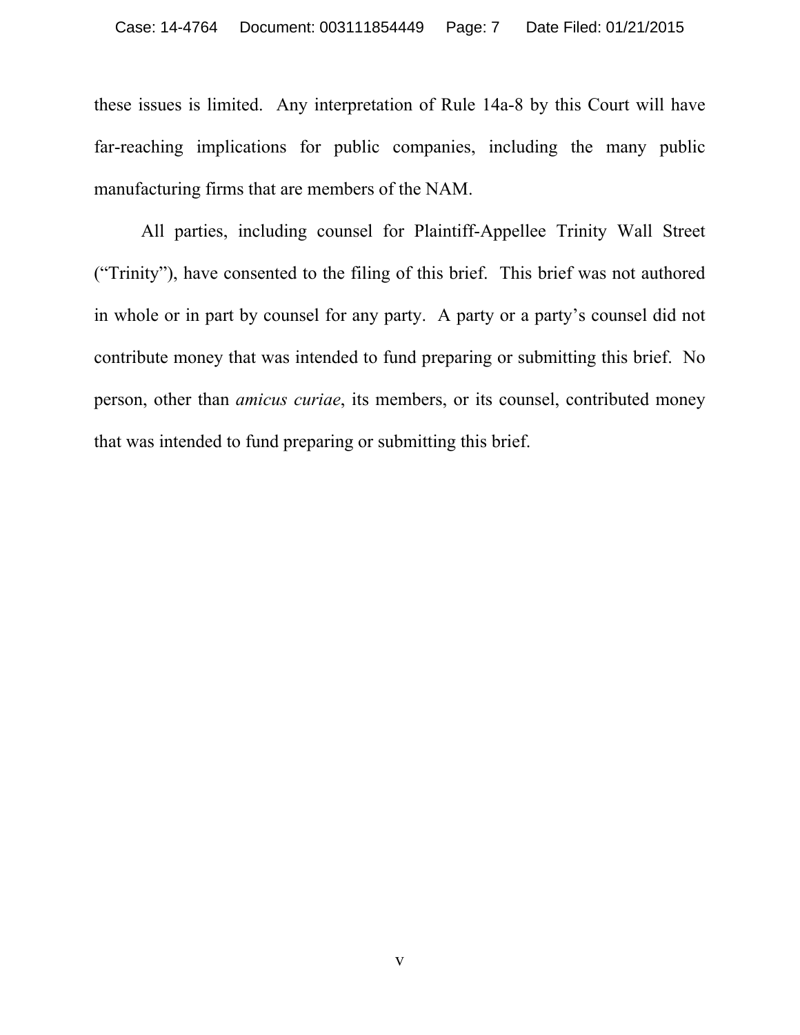these issues is limited. Any interpretation of Rule 14a-8 by this Court will have far-reaching implications for public companies, including the many public manufacturing firms that are members of the NAM.

All parties, including counsel for Plaintiff-Appellee Trinity Wall Street ("Trinity"), have consented to the filing of this brief. This brief was not authored in whole or in part by counsel for any party. A party or a party's counsel did not contribute money that was intended to fund preparing or submitting this brief. No person, other than *amicus curiae*, its members, or its counsel, contributed money that was intended to fund preparing or submitting this brief.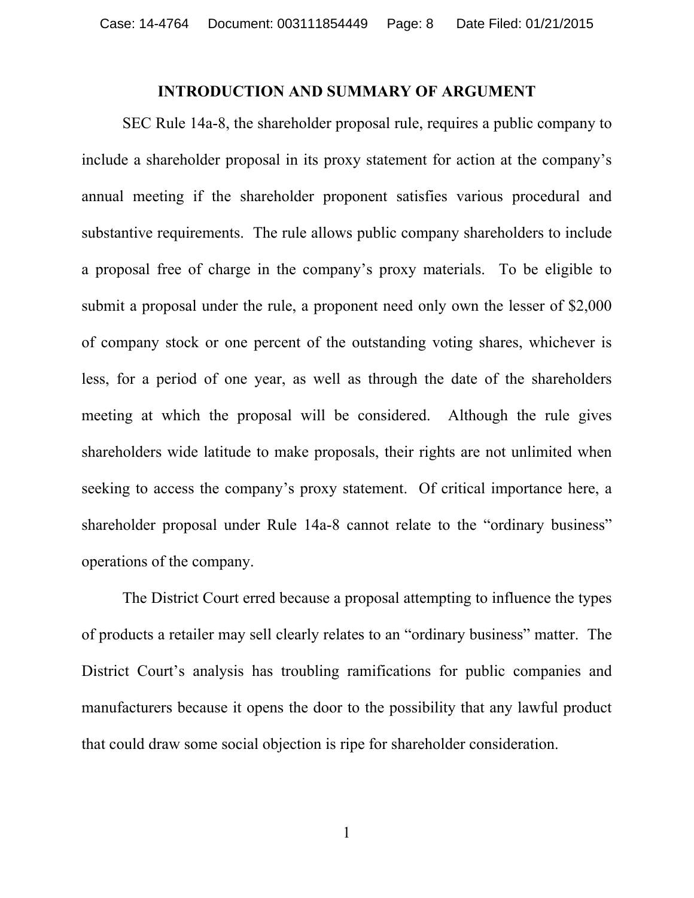## INTRODUCTION AND SUMMARY OF ARGUMENT

SEC Rule 14a-8, the shareholder proposal rule, requires a public company to include a shareholder proposal in its proxy statement for action at the company's annual meeting if the shareholder proponent satisfies various procedural and substantive requirements. The rule allows public company shareholders to include a proposal free of charge in the company's proxy materials. To be eligible to submit a proposal under the rule, a proponent need only own the lesser of $2,000 of company stock or one percent of the outstanding voting shares, whichever is less, for a period of one year, as well as through the date of the shareholders meeting at which the proposal will be considered. Although the rule gives shareholders wide latitude to make proposals, their rights are not unlimited when seeking to access the company's proxy statement. Of critical importance here, a shareholder proposal under Rule 14a-8 cannot relate to the "ordinary business" operations of the company.

The District Court erred because a proposal attempting to influence the types of products a retailer may sell clearly relates to an "ordinary business" matter. The District Court's analysis has troubling ramifications for public companies and manufacturers because it opens the door to the possibility that any lawful product that could draw some social objection is ripe for shareholder consideration.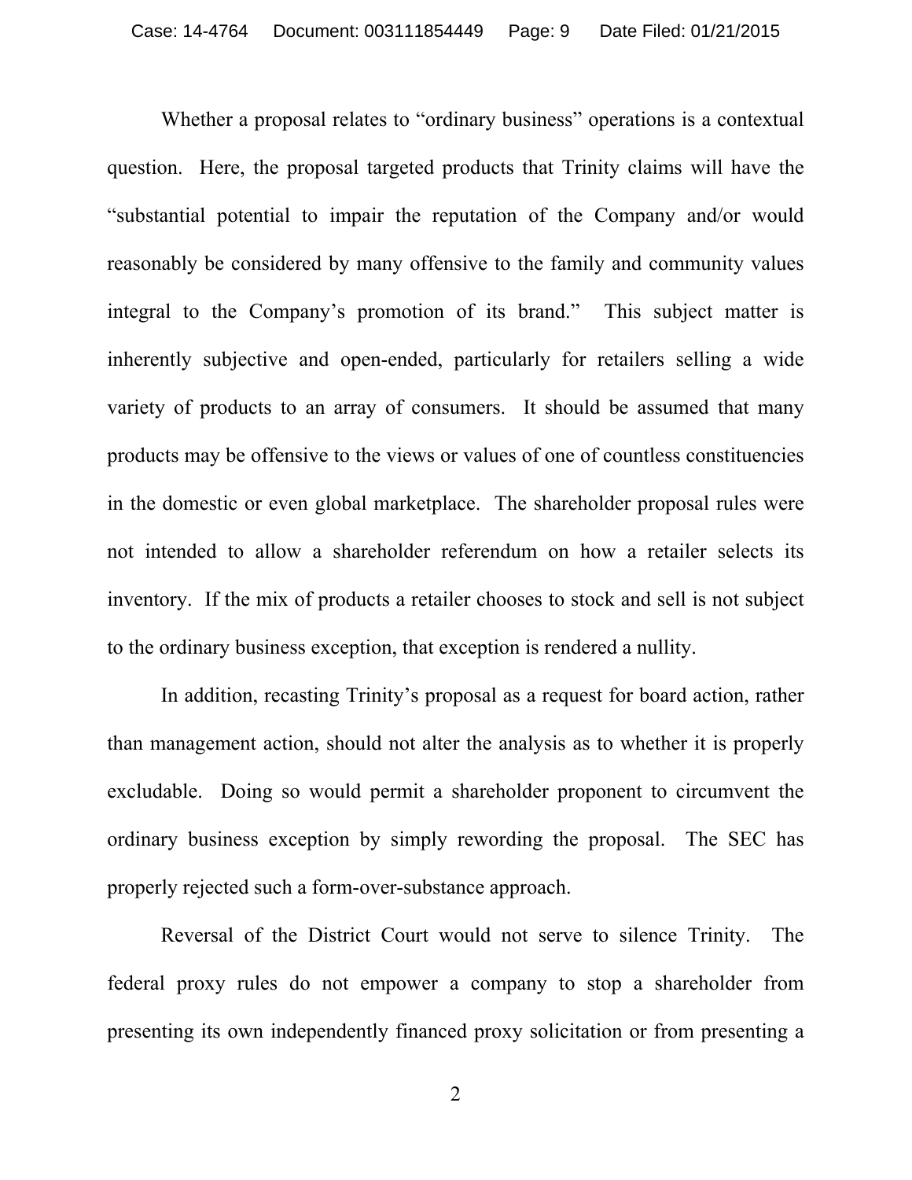Whether a proposal relates to "ordinary business" operations is a contextual question. Here, the proposal targeted products that Trinity claims will have the "substantial potential to impair the reputation of the Company and/or would reasonably be considered by many offensive to the family and community values integral to the Company's promotion of its brand." This subject matter is inherently subjective and open-ended, particularly for retailers selling a wide variety of products to an array of consumers. It should be assumed that many products may be offensive to the views or values of one of countless constituencies in the domestic or even global marketplace. The shareholder proposal rules were not intended to allow a shareholder referendum on how a retailer selects its inventory. If the mix of products a retailer chooses to stock and sell is not subject to the ordinary business exception, that exception is rendered a nullity.

In addition, recasting Trinity's proposal as a request for board action, rather than management action, should not alter the analysis as to whether it is properly excludable. Doing so would permit a shareholder proponent to circumvent the ordinary business exception by simply rewording the proposal. The SEC has properly rejected such a form-over-substance approach.

Reversal of the District Court would not serve to silence Trinity. The federal proxy rules do not empower a company to stop a shareholder from presenting its own independently financed proxy solicitation or from presenting a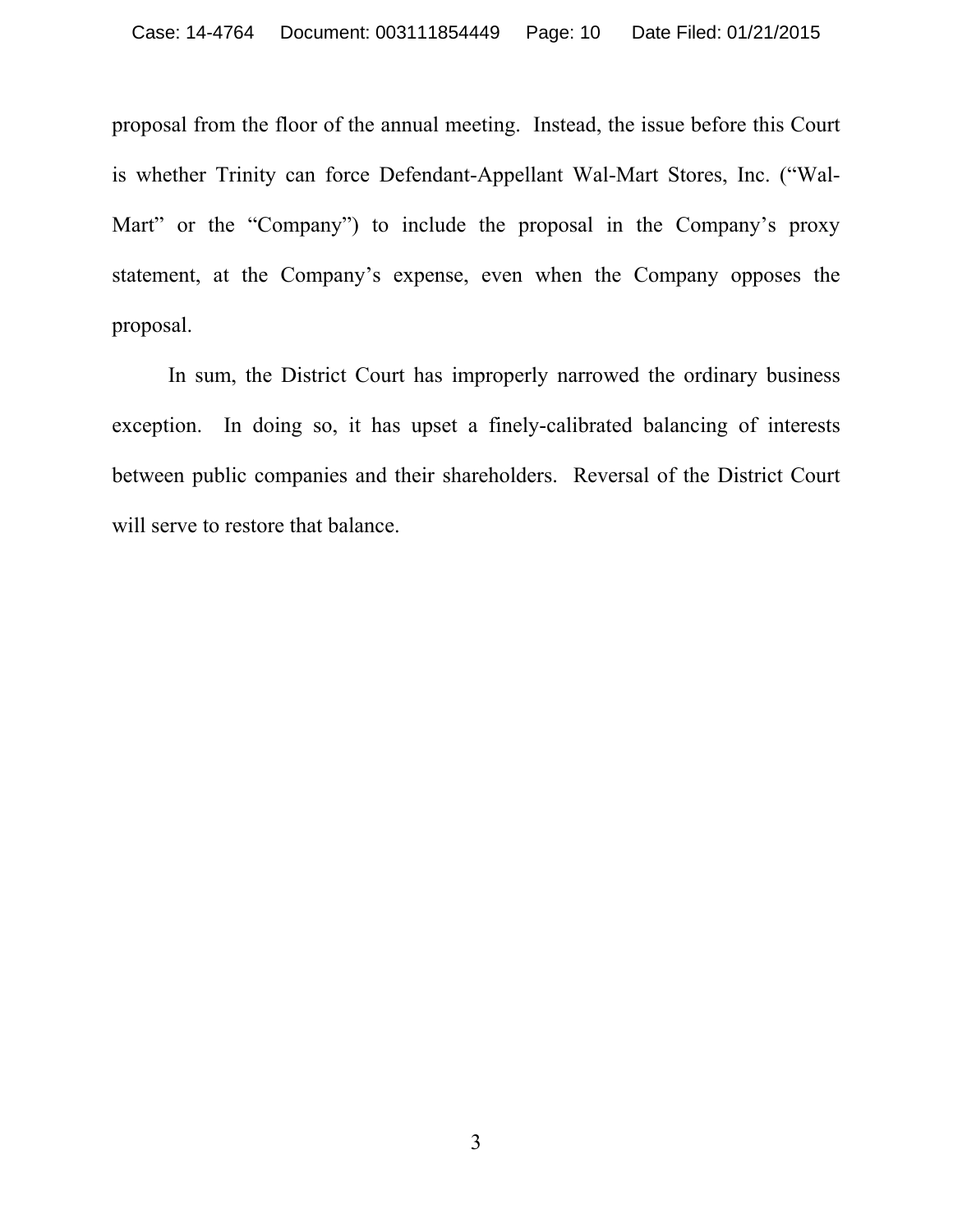proposal from the floor of the annual meeting. Instead, the issue before this Court is whether Trinity can force Defendant-Appellant Wal-Mart Stores, Inc. ("Wal-Mart" or the "Company") to include the proposal in the Company's proxy statement, at the Company's expense, even when the Company opposes the proposal.

In sum, the District Court has improperly narrowed the ordinary business exception. In doing so, it has upset a finely-calibrated balancing of interests between public companies and their shareholders. Reversal of the District Court will serve to restore that balance.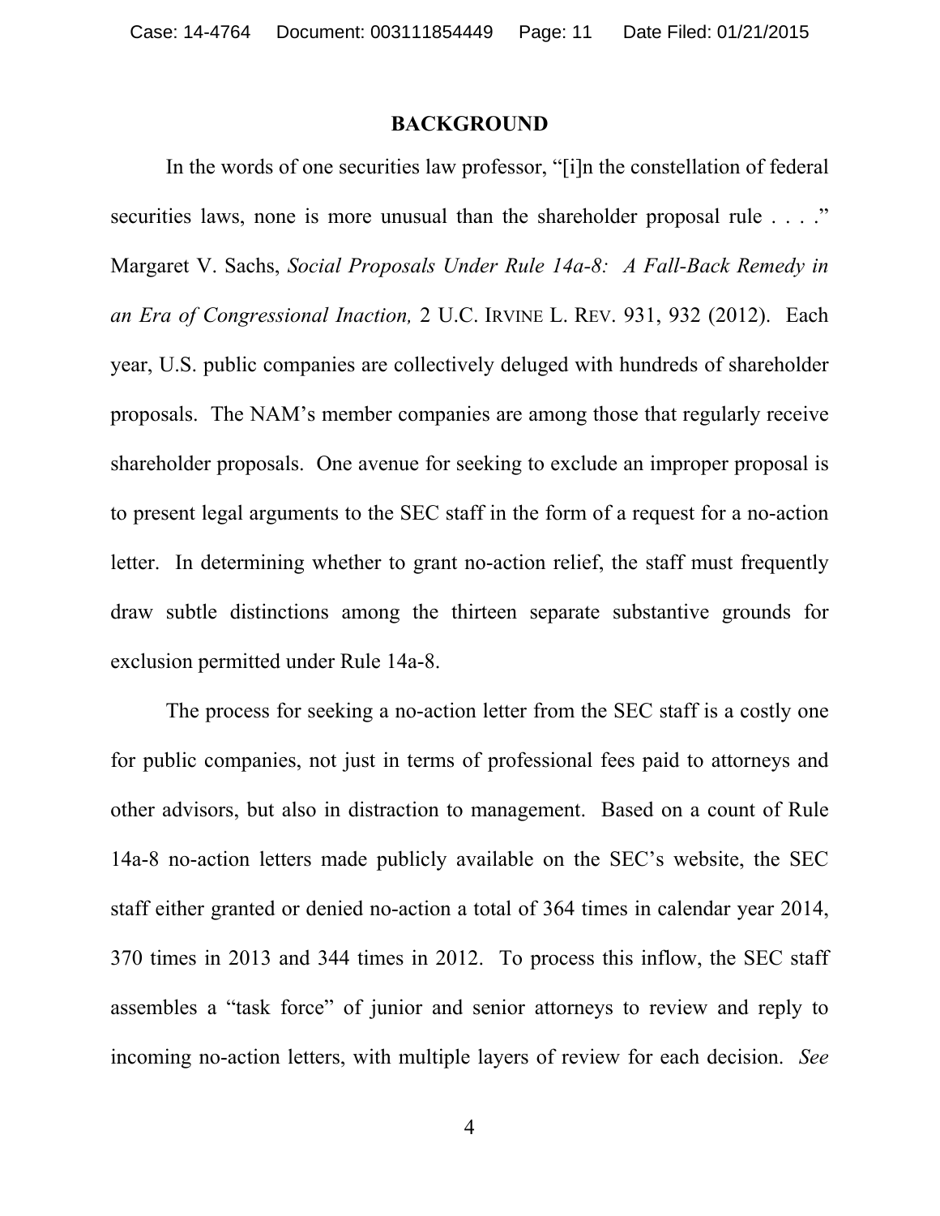## BACKGROUND

In the words of one securities law professor, "[i]n the constellation of federal securities laws, none is more unusual than the shareholder proposal rule . . . ." Margaret V. Sachs, *Social Proposals Under Rule 14a-8: A Fall-Back Remedy in an Era of Congressional Inaction,* 2 U.C. IRVINE L. REV. 931, 932 (2012). Each year, U.S. public companies are collectively deluged with hundreds of shareholder proposals. The NAM's member companies are among those that regularly receive shareholder proposals. One avenue for seeking to exclude an improper proposal is to present legal arguments to the SEC staff in the form of a request for a no-action letter. In determining whether to grant no-action relief, the staff must frequently draw subtle distinctions among the thirteen separate substantive grounds for exclusion permitted under Rule 14a-8.

The process for seeking a no-action letter from the SEC staff is a costly one for public companies, not just in terms of professional fees paid to attorneys and other advisors, but also in distraction to management. Based on a count of Rule 14a-8 no-action letters made publicly available on the SEC's website, the SEC staff either granted or denied no-action a total of 364 times in calendar year 2014, 370 times in 2013 and 344 times in 2012. To process this inflow, the SEC staff assembles a "task force" of junior and senior attorneys to review and reply to incoming no-action letters, with multiple layers of review for each decision. *See*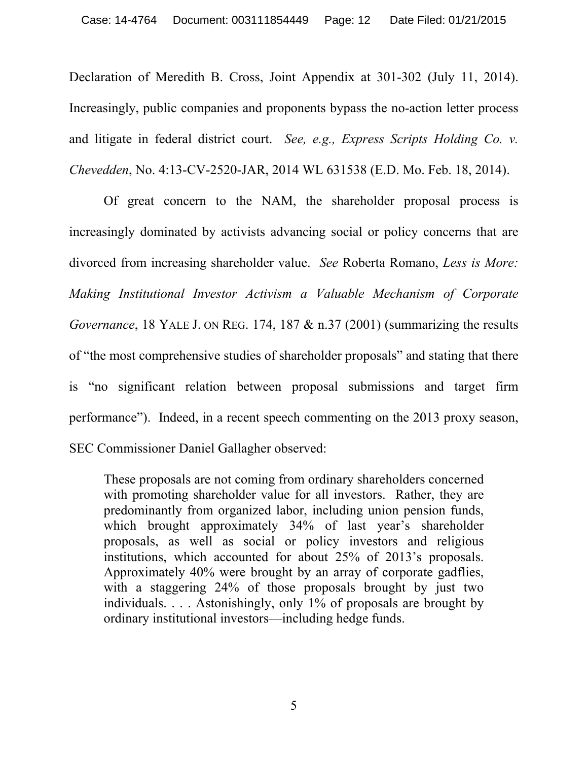Declaration of Meredith B. Cross, Joint Appendix at 301-302 (July 11, 2014). Increasingly, public companies and proponents bypass the no-action letter process and litigate in federal district court. *See, e.g., Express Scripts Holding Co. v. Chevedden*, No. 4:13-CV-2520-JAR, 2014 WL 631538 (E.D. Mo. Feb. 18, 2014).

Of great concern to the NAM, the shareholder proposal process is increasingly dominated by activists advancing social or policy concerns that are divorced from increasing shareholder value. *See* Roberta Romano, *Less is More: Making Institutional Investor Activism a Valuable Mechanism of Corporate Governance*, 18 YALE J. ON REG. 174, 187 & n.37 (2001) (summarizing the results of "the most comprehensive studies of shareholder proposals" and stating that there is "no significant relation between proposal submissions and target firm performance"). Indeed, in a recent speech commenting on the 2013 proxy season, SEC Commissioner Daniel Gallagher observed:

> These proposals are not coming from ordinary shareholders concerned with promoting shareholder value for all investors. Rather, they are predominantly from organized labor, including union pension funds, which brought approximately 34% of last year's shareholder proposals, as well as social or policy investors and religious institutions, which accounted for about 25% of 2013's proposals. Approximately 40% were brought by an array of corporate gadflies, with a staggering 24% of those proposals brought by just two individuals. . . . Astonishingly, only 1% of proposals are brought by ordinary institutional investors—including hedge funds.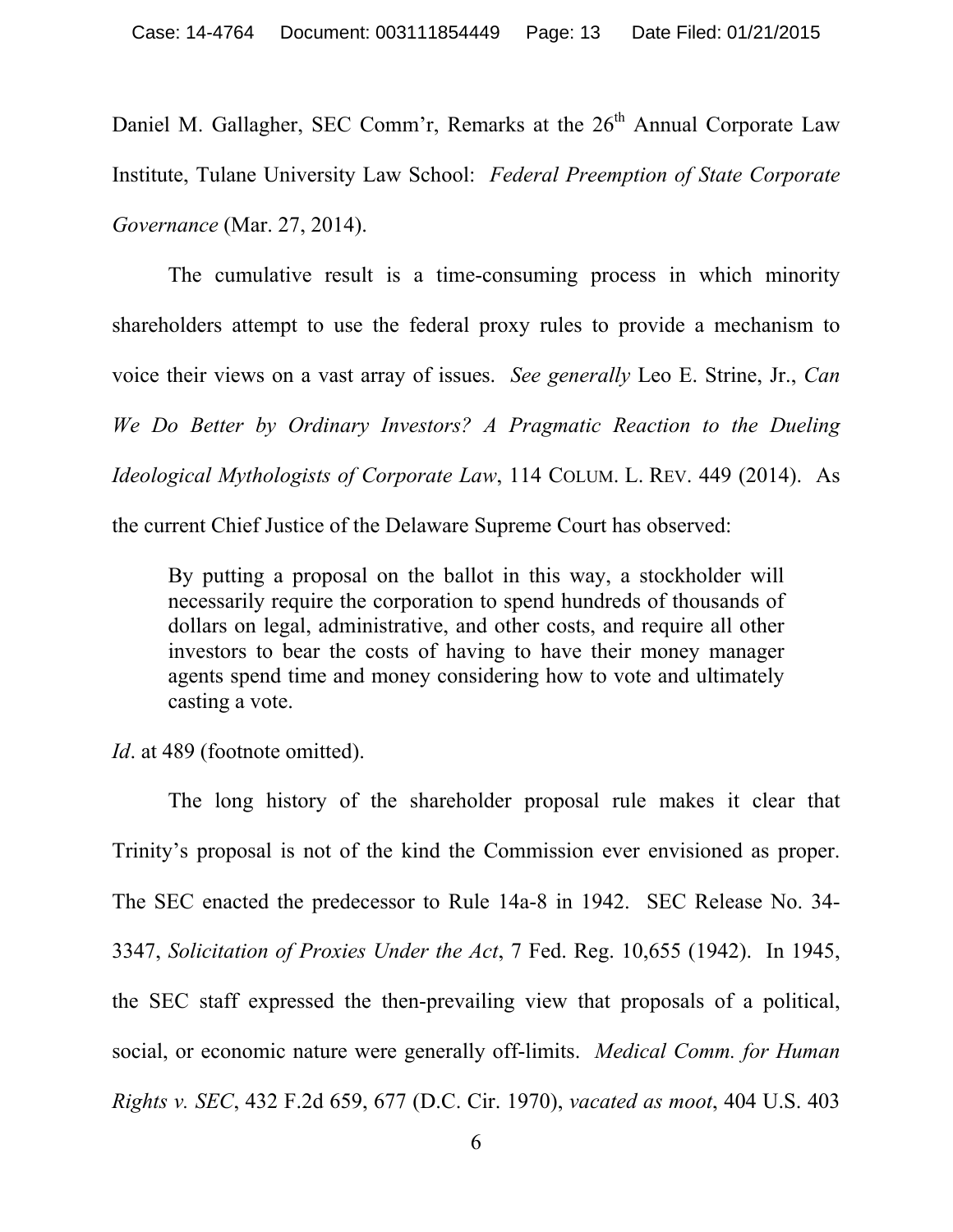Daniel M. Gallagher, SEC Comm'r, Remarks at the 26th Annual Corporate Law Institute, Tulane University Law School: *Federal Preemption of State Corporate Governance* (Mar. 27, 2014).

The cumulative result is a time-consuming process in which minority shareholders attempt to use the federal proxy rules to provide a mechanism to voice their views on a vast array of issues. *See generally* Leo E. Strine, Jr., *Can We Do Better by Ordinary Investors? A Pragmatic Reaction to the Dueling Ideological Mythologists of Corporate Law*, 114 COLUM. L. REV. 449 (2014). As the current Chief Justice of the Delaware Supreme Court has observed:

> By putting a proposal on the ballot in this way, a stockholder will necessarily require the corporation to spend hundreds of thousands of dollars on legal, administrative, and other costs, and require all other investors to bear the costs of having to have their money manager agents spend time and money considering how to vote and ultimately casting a vote.

*Id*. at 489 (footnote omitted).

The long history of the shareholder proposal rule makes it clear that Trinity's proposal is not of the kind the Commission ever envisioned as proper. The SEC enacted the predecessor to Rule 14a-8 in 1942. SEC Release No. 34-3347, *Solicitation of Proxies Under the Act*, 7 Fed. Reg. 10,655 (1942). In 1945, the SEC staff expressed the then-prevailing view that proposals of a political, social, or economic nature were generally off-limits. *Medical Comm. for Human Rights v. SEC*, 432 F.2d 659, 677 (D.C. Cir. 1970), *vacated as moot*, 404 U.S. 403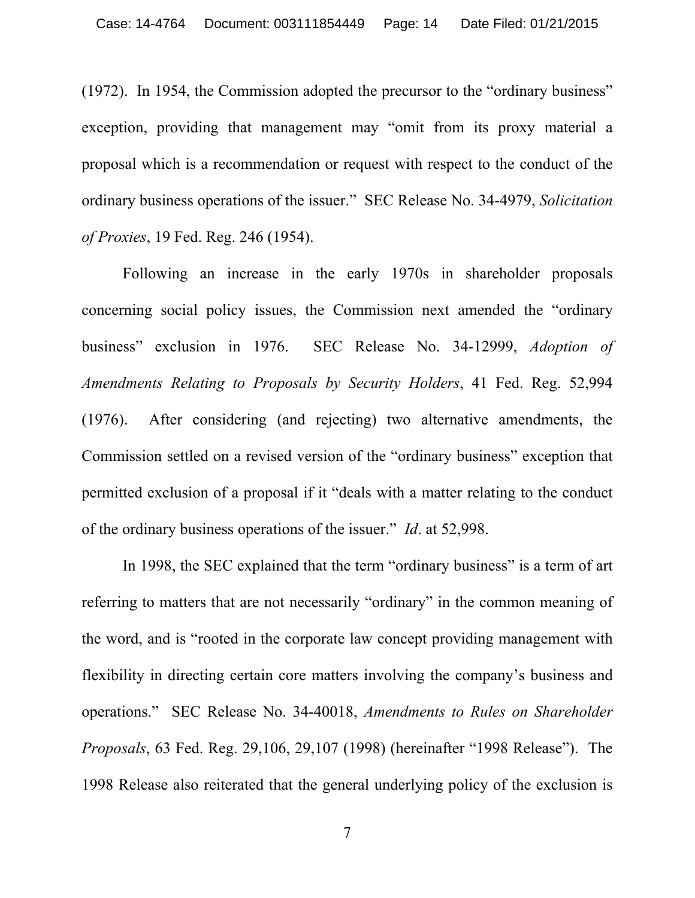(1972). In 1954, the Commission adopted the precursor to the "ordinary business" exception, providing that management may "omit from its proxy material a proposal which is a recommendation or request with respect to the conduct of the ordinary business operations of the issuer." SEC Release No. 34-4979, *Solicitation of Proxies*, 19 Fed. Reg. 246 (1954).

Following an increase in the early 1970s in shareholder proposals concerning social policy issues, the Commission next amended the "ordinary business" exclusion in 1976. SEC Release No. 34-12999, *Adoption of Amendments Relating to Proposals by Security Holders*, 41 Fed. Reg. 52,994 (1976). After considering (and rejecting) two alternative amendments, the Commission settled on a revised version of the "ordinary business" exception that permitted exclusion of a proposal if it "deals with a matter relating to the conduct of the ordinary business operations of the issuer." *Id*. at 52,998.

In 1998, the SEC explained that the term "ordinary business" is a term of art referring to matters that are not necessarily "ordinary" in the common meaning of the word, and is "rooted in the corporate law concept providing management with flexibility in directing certain core matters involving the company's business and operations." SEC Release No. 34-40018, *Amendments to Rules on Shareholder Proposals*, 63 Fed. Reg. 29,106, 29,107 (1998) (hereinafter "1998 Release"). The 1998 Release also reiterated that the general underlying policy of the exclusion is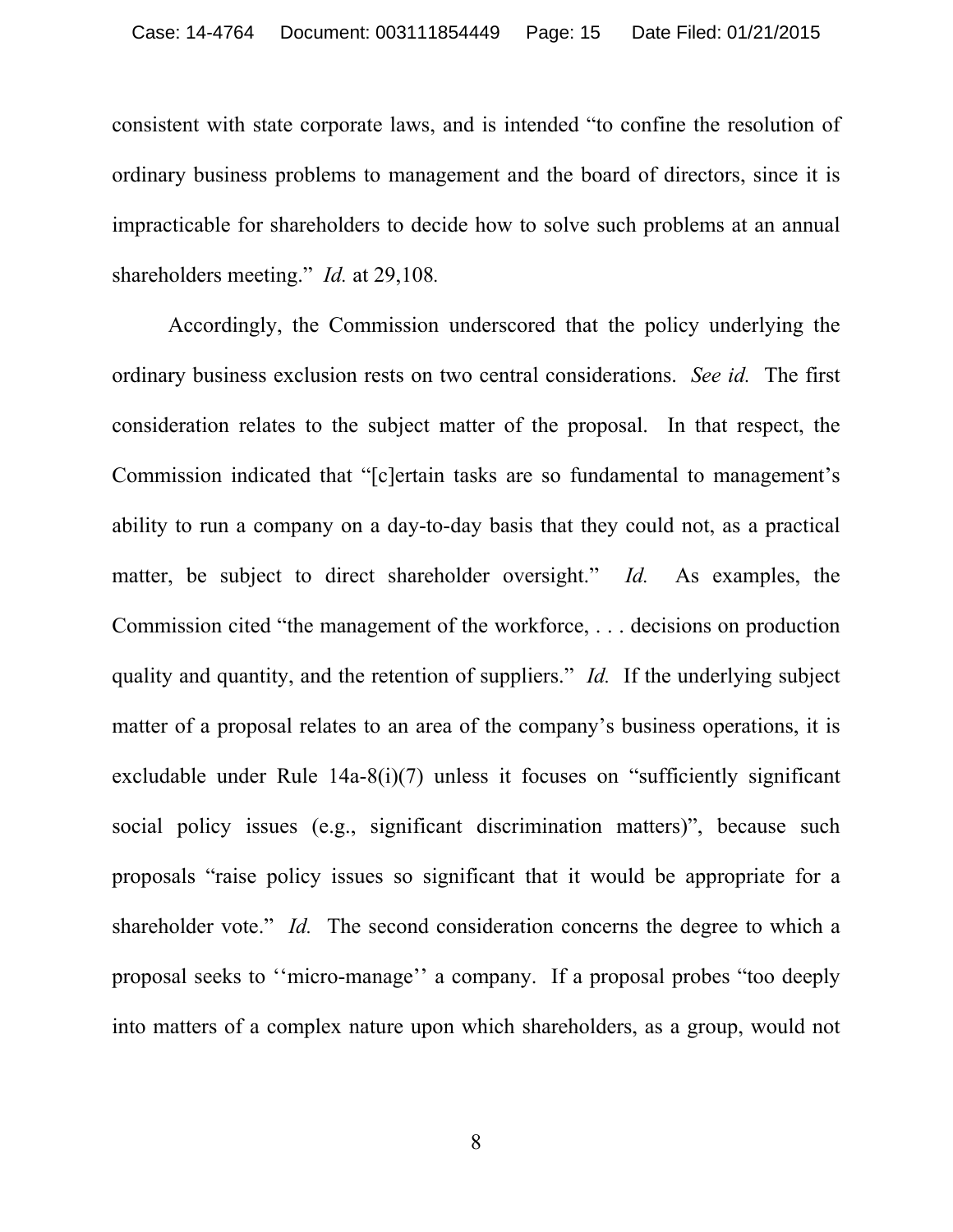consistent with state corporate laws, and is intended "to confine the resolution of ordinary business problems to management and the board of directors, since it is impracticable for shareholders to decide how to solve such problems at an annual shareholders meeting." *Id.* at 29,108.

Accordingly, the Commission underscored that the policy underlying the ordinary business exclusion rests on two central considerations. *See id.* The first consideration relates to the subject matter of the proposal. In that respect, the Commission indicated that "[c]ertain tasks are so fundamental to management's ability to run a company on a day-to-day basis that they could not, as a practical matter, be subject to direct shareholder oversight." *Id.* As examples, the Commission cited "the management of the workforce, . . . decisions on production quality and quantity, and the retention of suppliers." *Id.* If the underlying subject matter of a proposal relates to an area of the company's business operations, it is excludable under Rule 14a-8(i)(7) unless it focuses on "sufficiently significant social policy issues (e.g., significant discrimination matters)", because such proposals "raise policy issues so significant that it would be appropriate for a shareholder vote." *Id.* The second consideration concerns the degree to which a proposal seeks to ''micro-manage'' a company. If a proposal probes "too deeply into matters of a complex nature upon which shareholders, as a group, would not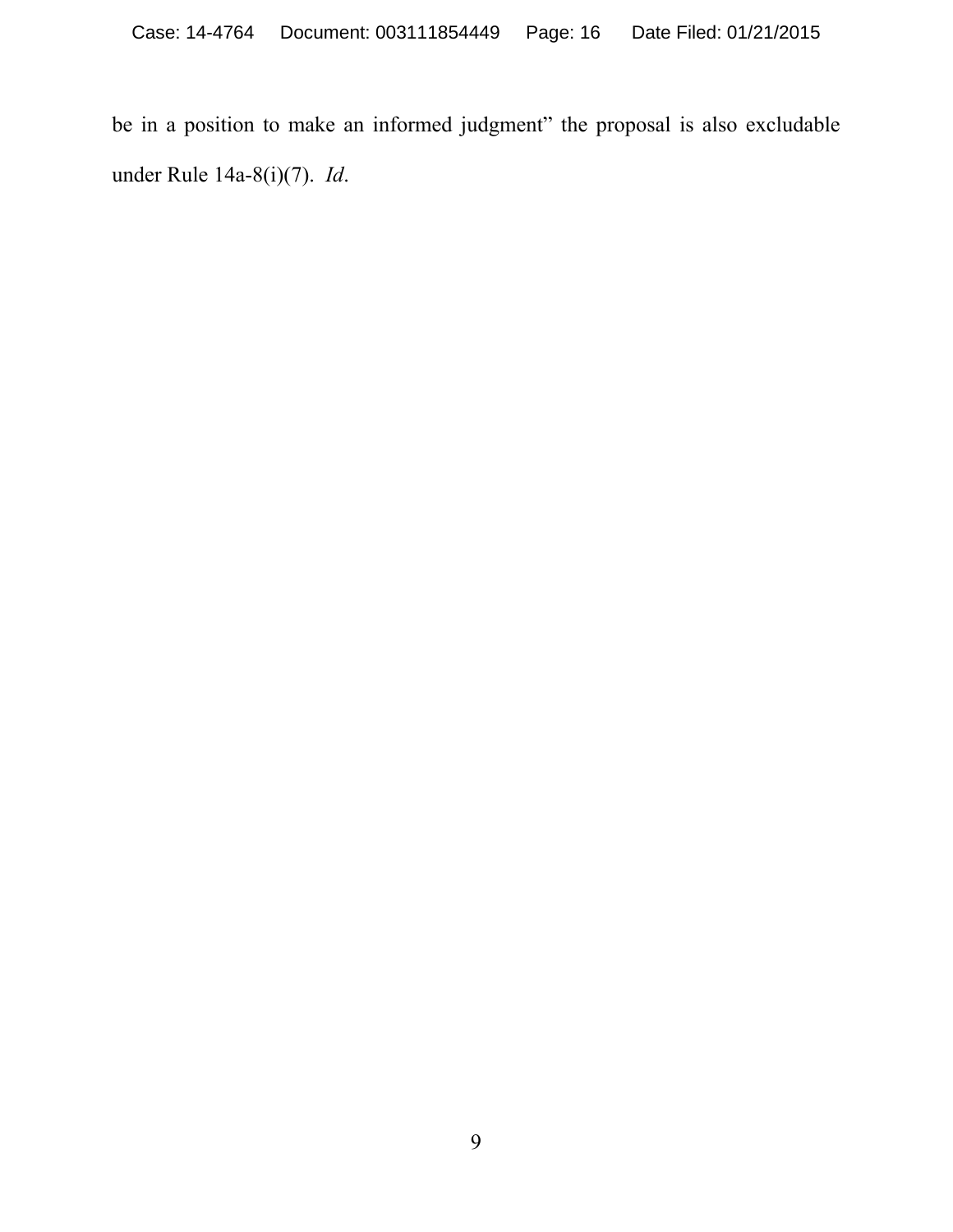be in a position to make an informed judgment" the proposal is also excludable under Rule 14a-8(i)(7). *Id*.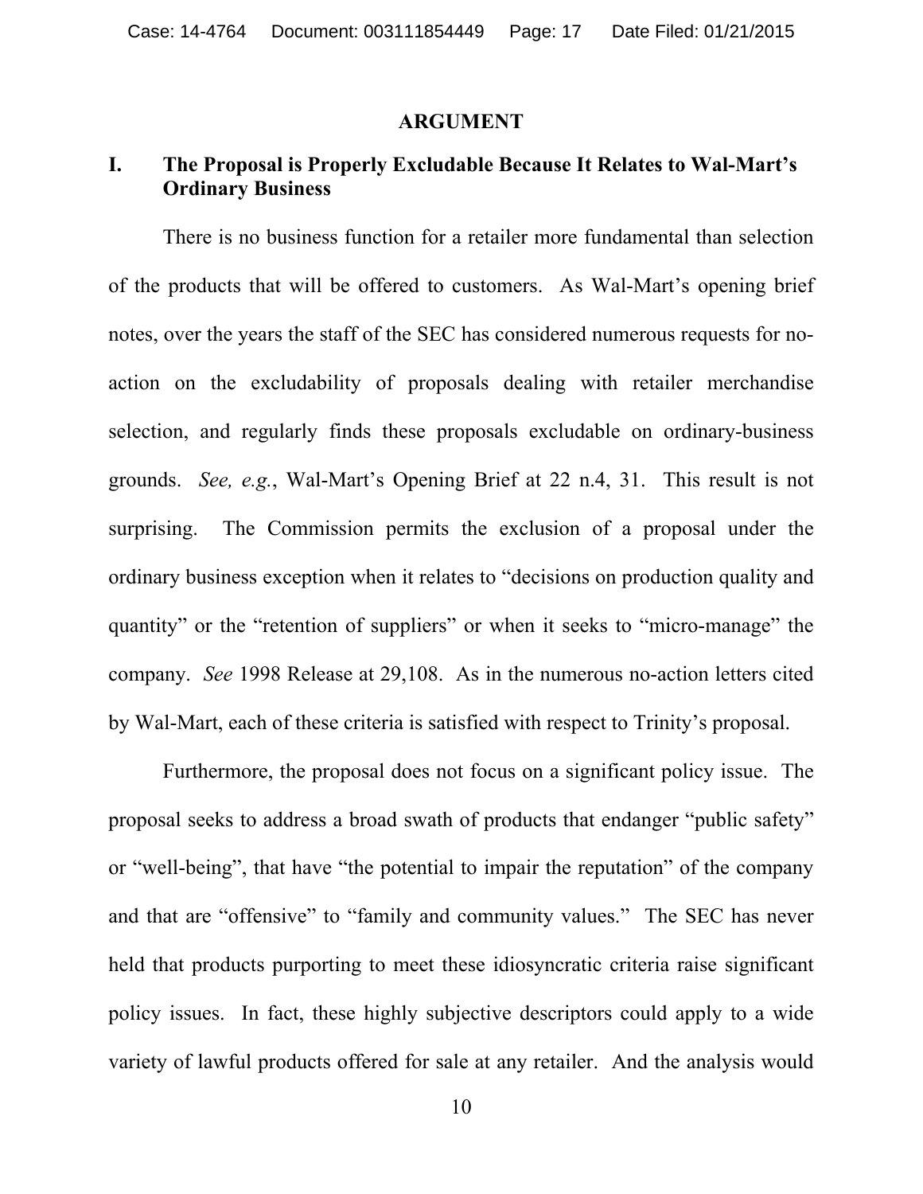## ARGUMENT

### I. The Proposal is Properly Excludable Because It Relates to Wal-Mart's Ordinary Business

There is no business function for a retailer more fundamental than selection of the products that will be offered to customers. As Wal-Mart's opening brief notes, over the years the staff of the SEC has considered numerous requests for no-action on the excludability of proposals dealing with retailer merchandise selection, and regularly finds these proposals excludable on ordinary-business grounds. *See, e.g.*, Wal-Mart's Opening Brief at 22 n.4, 31. This result is not surprising. The Commission permits the exclusion of a proposal under the ordinary business exception when it relates to "decisions on production quality and quantity" or the "retention of suppliers" or when it seeks to "micro-manage" the company. *See* 1998 Release at 29,108. As in the numerous no-action letters cited by Wal-Mart, each of these criteria is satisfied with respect to Trinity's proposal.

Furthermore, the proposal does not focus on a significant policy issue. The proposal seeks to address a broad swath of products that endanger "public safety" or "well-being", that have "the potential to impair the reputation" of the company and that are "offensive" to "family and community values." The SEC has never held that products purporting to meet these idiosyncratic criteria raise significant policy issues. In fact, these highly subjective descriptors could apply to a wide variety of lawful products offered for sale at any retailer. And the analysis would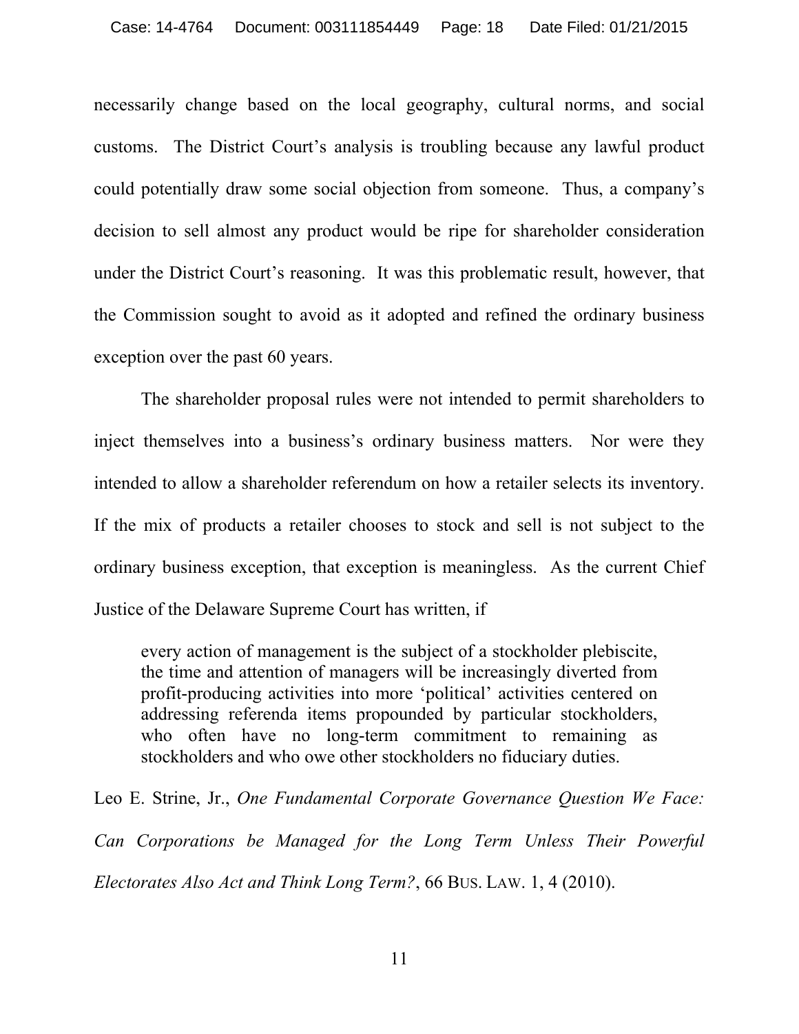necessarily change based on the local geography, cultural norms, and social customs. The District Court's analysis is troubling because any lawful product could potentially draw some social objection from someone. Thus, a company's decision to sell almost any product would be ripe for shareholder consideration under the District Court's reasoning. It was this problematic result, however, that the Commission sought to avoid as it adopted and refined the ordinary business exception over the past 60 years.

The shareholder proposal rules were not intended to permit shareholders to inject themselves into a business's ordinary business matters. Nor were they intended to allow a shareholder referendum on how a retailer selects its inventory. If the mix of products a retailer chooses to stock and sell is not subject to the ordinary business exception, that exception is meaningless. As the current Chief Justice of the Delaware Supreme Court has written, if

> every action of management is the subject of a stockholder plebiscite, the time and attention of managers will be increasingly diverted from profit-producing activities into more 'political' activities centered on addressing referenda items propounded by particular stockholders, who often have no long-term commitment to remaining as stockholders and who owe other stockholders no fiduciary duties.

Leo E. Strine, Jr., *One Fundamental Corporate Governance Question We Face: Can Corporations be Managed for the Long Term Unless Their Powerful Electorates Also Act and Think Long Term?*, 66 BUS. LAW. 1, 4 (2010).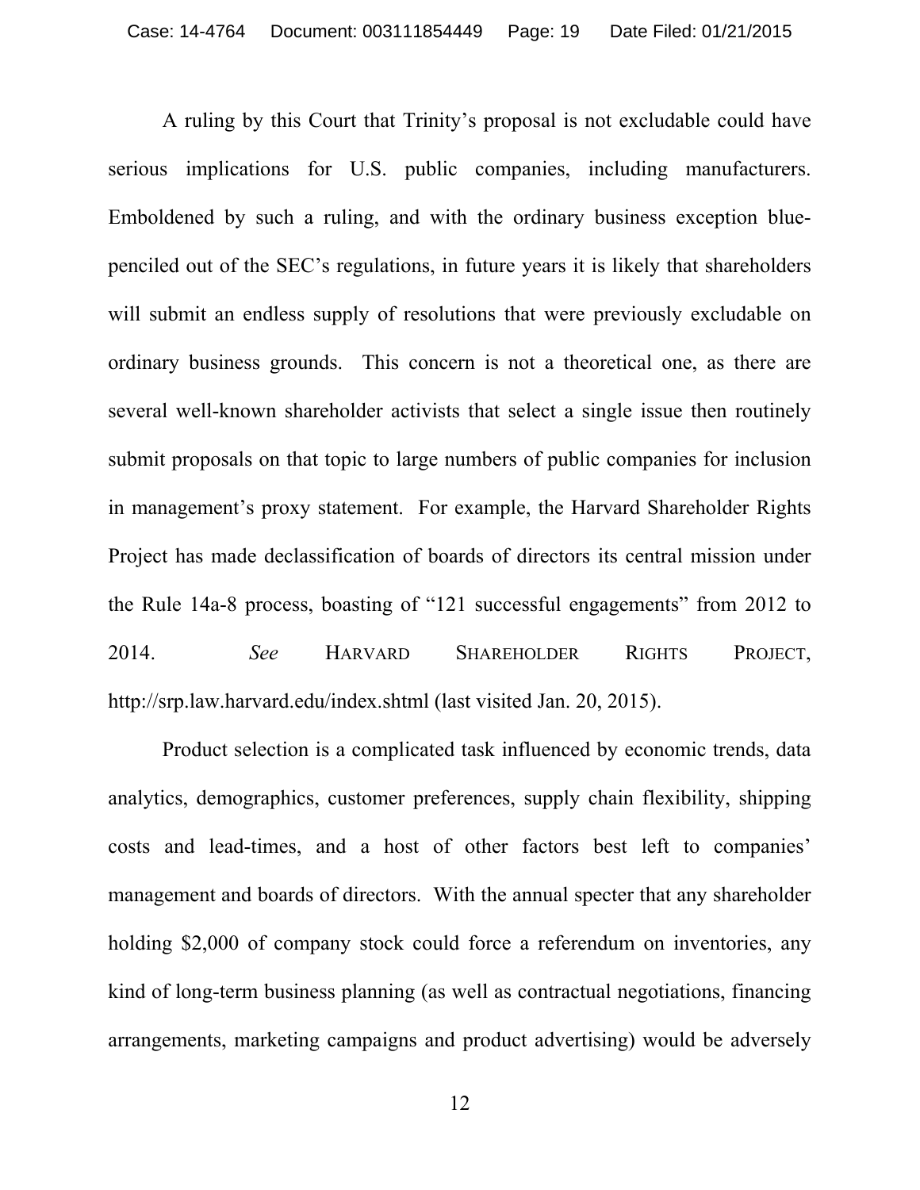A ruling by this Court that Trinity's proposal is not excludable could have serious implications for U.S. public companies, including manufacturers. Emboldened by such a ruling, and with the ordinary business exception blue-penciled out of the SEC's regulations, in future years it is likely that shareholders will submit an endless supply of resolutions that were previously excludable on ordinary business grounds. This concern is not a theoretical one, as there are several well-known shareholder activists that select a single issue then routinely submit proposals on that topic to large numbers of public companies for inclusion in management's proxy statement. For example, the Harvard Shareholder Rights Project has made declassification of boards of directors its central mission under the Rule 14a-8 process, boasting of "121 successful engagements" from 2012 to 2014. *See* HARVARD SHAREHOLDER RIGHTS PROJECT, http://srp.law.harvard.edu/index.shtml (last visited Jan. 20, 2015).

Product selection is a complicated task influenced by economic trends, data analytics, demographics, customer preferences, supply chain flexibility, shipping costs and lead-times, and a host of other factors best left to companies' management and boards of directors. With the annual specter that any shareholder holding $2,000 of company stock could force a referendum on inventories, any kind of long-term business planning (as well as contractual negotiations, financing arrangements, marketing campaigns and product advertising) would be adversely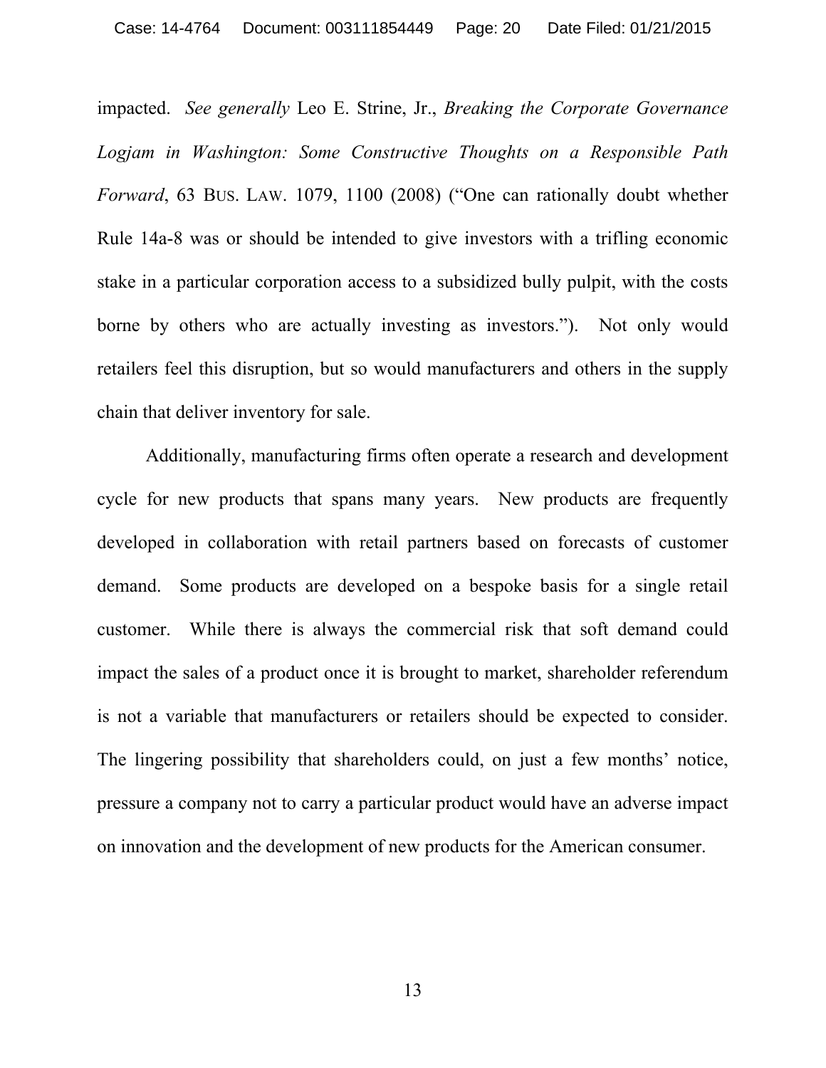impacted. *See generally* Leo E. Strine, Jr., *Breaking the Corporate Governance Logjam in Washington: Some Constructive Thoughts on a Responsible Path Forward*, 63 BUS. LAW. 1079, 1100 (2008) ("One can rationally doubt whether Rule 14a-8 was or should be intended to give investors with a trifling economic stake in a particular corporation access to a subsidized bully pulpit, with the costs borne by others who are actually investing as investors."). Not only would retailers feel this disruption, but so would manufacturers and others in the supply chain that deliver inventory for sale.

Additionally, manufacturing firms often operate a research and development cycle for new products that spans many years. New products are frequently developed in collaboration with retail partners based on forecasts of customer demand. Some products are developed on a bespoke basis for a single retail customer. While there is always the commercial risk that soft demand could impact the sales of a product once it is brought to market, shareholder referendum is not a variable that manufacturers or retailers should be expected to consider. The lingering possibility that shareholders could, on just a few months' notice, pressure a company not to carry a particular product would have an adverse impact on innovation and the development of new products for the American consumer.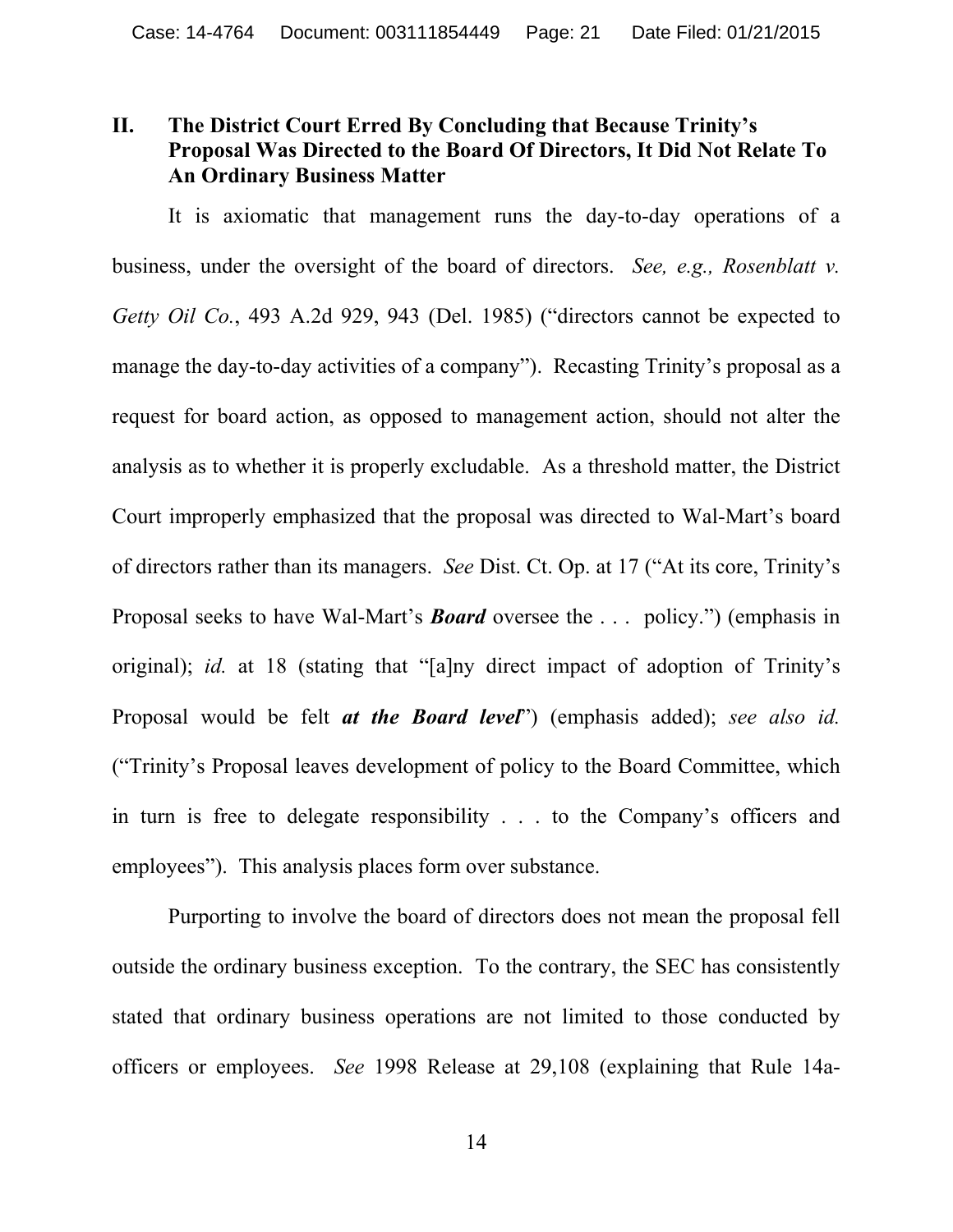## II. The District Court Erred By Concluding that Because Trinity's Proposal Was Directed to the Board Of Directors, It Did Not Relate To An Ordinary Business Matter

It is axiomatic that management runs the day-to-day operations of a business, under the oversight of the board of directors. *See, e.g., Rosenblatt v. Getty Oil Co.*, 493 A.2d 929, 943 (Del. 1985) ("directors cannot be expected to manage the day-to-day activities of a company"). Recasting Trinity's proposal as a request for board action, as opposed to management action, should not alter the analysis as to whether it is properly excludable. As a threshold matter, the District Court improperly emphasized that the proposal was directed to Wal-Mart's board of directors rather than its managers. *See* Dist. Ct. Op. at 17 ("At its core, Trinity's Proposal seeks to have Wal-Mart's ***Board*** oversee the . . . policy.") (emphasis in original); *id.* at 18 (stating that "[a]ny direct impact of adoption of Trinity's Proposal would be felt ***at the Board level***") (emphasis added); *see also id.* ("Trinity's Proposal leaves development of policy to the Board Committee, which in turn is free to delegate responsibility . . . to the Company's officers and employees"). This analysis places form over substance.

Purporting to involve the board of directors does not mean the proposal fell outside the ordinary business exception. To the contrary, the SEC has consistently stated that ordinary business operations are not limited to those conducted by officers or employees. *See* 1998 Release at 29,108 (explaining that Rule 14a-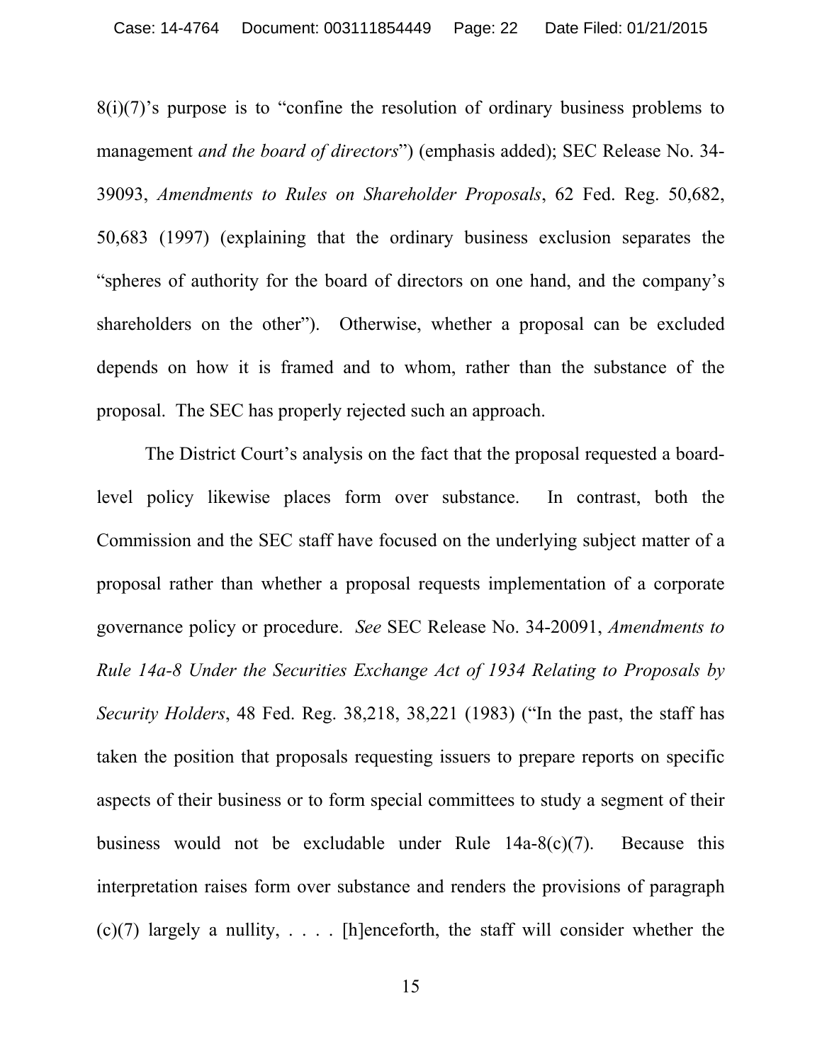8(i)(7)'s purpose is to "confine the resolution of ordinary business problems to management *and the board of directors*") (emphasis added); SEC Release No. 34-39093, *Amendments to Rules on Shareholder Proposals*, 62 Fed. Reg. 50,682, 50,683 (1997) (explaining that the ordinary business exclusion separates the "spheres of authority for the board of directors on one hand, and the company's shareholders on the other"). Otherwise, whether a proposal can be excluded depends on how it is framed and to whom, rather than the substance of the proposal. The SEC has properly rejected such an approach.

The District Court's analysis on the fact that the proposal requested a board-level policy likewise places form over substance. In contrast, both the Commission and the SEC staff have focused on the underlying subject matter of a proposal rather than whether a proposal requests implementation of a corporate governance policy or procedure. *See* SEC Release No. 34-20091, *Amendments to Rule 14a-8 Under the Securities Exchange Act of 1934 Relating to Proposals by Security Holders*, 48 Fed. Reg. 38,218, 38,221 (1983) ("In the past, the staff has taken the position that proposals requesting issuers to prepare reports on specific aspects of their business or to form special committees to study a segment of their business would not be excludable under Rule 14a-8(c)(7). Because this interpretation raises form over substance and renders the provisions of paragraph (c)(7) largely a nullity, . . . . [h]enceforth, the staff will consider whether the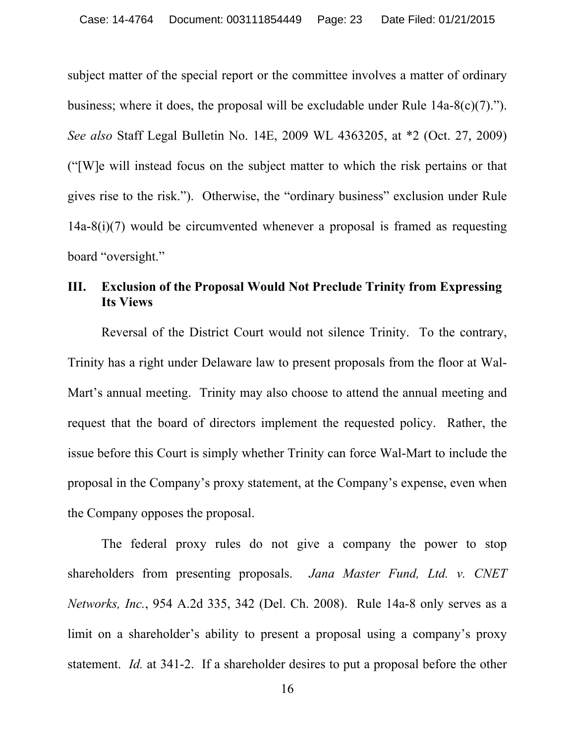subject matter of the special report or the committee involves a matter of ordinary business; where it does, the proposal will be excludable under Rule 14a-8(c)(7).”). *See also* Staff Legal Bulletin No. 14E, 2009 WL 4363205, at *2 (Oct. 27, 2009) (“[W]e will instead focus on the subject matter to which the risk pertains or that gives rise to the risk.”). Otherwise, the “ordinary business” exclusion under Rule 14a-8(i)(7) would be circumvented whenever a proposal is framed as requesting board “oversight.”

## III. Exclusion of the Proposal Would Not Preclude Trinity from Expressing Its Views

Reversal of the District Court would not silence Trinity. To the contrary, Trinity has a right under Delaware law to present proposals from the floor at Wal-Mart’s annual meeting. Trinity may also choose to attend the annual meeting and request that the board of directors implement the requested policy. Rather, the issue before this Court is simply whether Trinity can force Wal-Mart to include the proposal in the Company’s proxy statement, at the Company’s expense, even when the Company opposes the proposal.

The federal proxy rules do not give a company the power to stop shareholders from presenting proposals. *Jana Master Fund, Ltd. v. CNET Networks, Inc.*, 954 A.2d 335, 342 (Del. Ch. 2008). Rule 14a-8 only serves as a limit on a shareholder’s ability to present a proposal using a company’s proxy statement. *Id.* at 341-2. If a shareholder desires to put a proposal before the other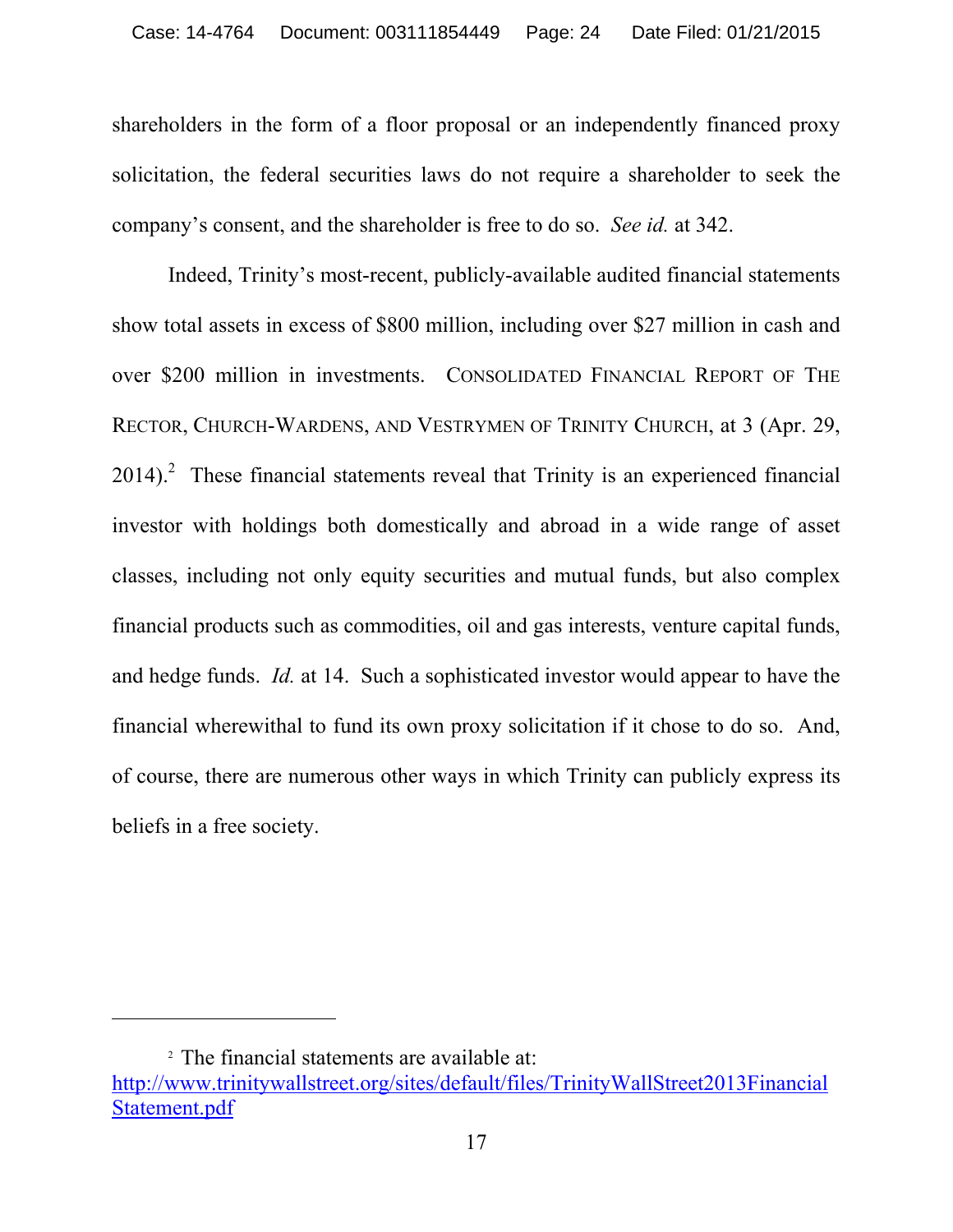shareholders in the form of a floor proposal or an independently financed proxy solicitation, the federal securities laws do not require a shareholder to seek the company's consent, and the shareholder is free to do so. *See id.* at 342.

Indeed, Trinity's most-recent, publicly-available audited financial statements show total assets in excess of $800 million, including over $27 million in cash and over $200 million in investments. CONSOLIDATED FINANCIAL REPORT OF THE RECTOR, CHURCH-WARDENS, AND VESTRYMEN OF TRINITY CHURCH, at 3 (Apr. 29, 2014).[2] These financial statements reveal that Trinity is an experienced financial investor with holdings both domestically and abroad in a wide range of asset classes, including not only equity securities and mutual funds, but also complex financial products such as commodities, oil and gas interests, venture capital funds, and hedge funds. *Id.* at 14. Such a sophisticated investor would appear to have the financial wherewithal to fund its own proxy solicitation if it chose to do so. And, of course, there are numerous other ways in which Trinity can publicly express its beliefs in a free society.

---

[2] The financial statements are available at: http://www.trinitywallstreet.org/sites/default/files/TrinityWallStreet2013FinancialStatement.pdf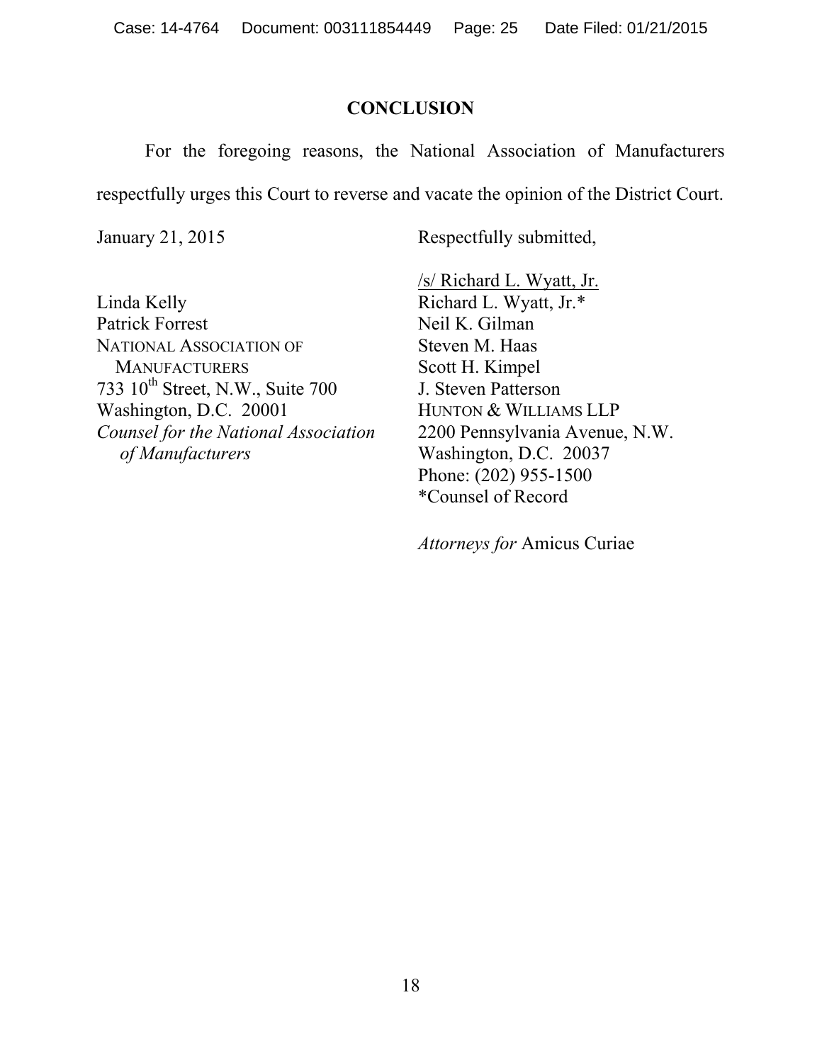## CONCLUSION

For the foregoing reasons, the National Association of Manufacturers respectfully urges this Court to reverse and vacate the opinion of the District Court.

January 21, 2015

Respectfully submitted,

/s/ Richard L. Wyatt, Jr.
Richard L. Wyatt, Jr.*
Neil K. Gilman
Steven M. Haas
Scott H. Kimpel
J. Steven Patterson
HUNTON & WILLIAMS LLP
2200 Pennsylvania Avenue, N.W.
Washington, D.C. 20037
Phone: (202) 955-1500
*Counsel of Record

*Attorneys for* Amicus Curiae

Linda Kelly
Patrick Forrest
NATIONAL ASSOCIATION OF MANUFACTURERS
733 10th Street, N.W., Suite 700
Washington, D.C. 20001
*Counsel for the National Association of Manufacturers*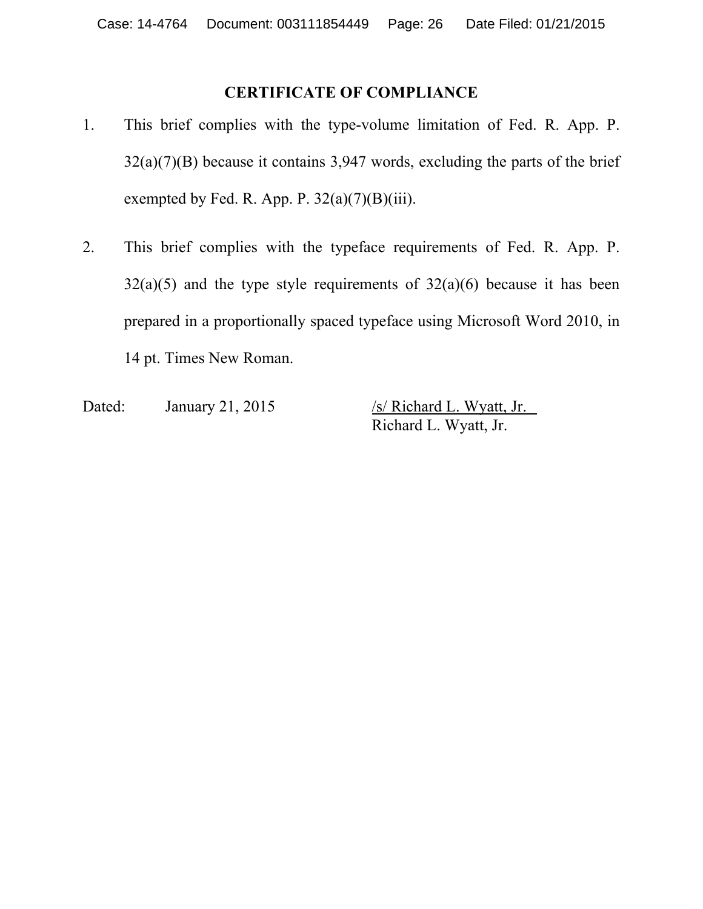## CERTIFICATE OF COMPLIANCE

1. This brief complies with the type-volume limitation of Fed. R. App. P. 32(a)(7)(B) because it contains 3,947 words, excluding the parts of the brief exempted by Fed. R. App. P. 32(a)(7)(B)(iii).

2. This brief complies with the typeface requirements of Fed. R. App. P. 32(a)(5) and the type style requirements of 32(a)(6) because it has been prepared in a proportionally spaced typeface using Microsoft Word 2010, in 14 pt. Times New Roman.

Dated: January 21, 2015

/s/ Richard L. Wyatt, Jr.
Richard L. Wyatt, Jr.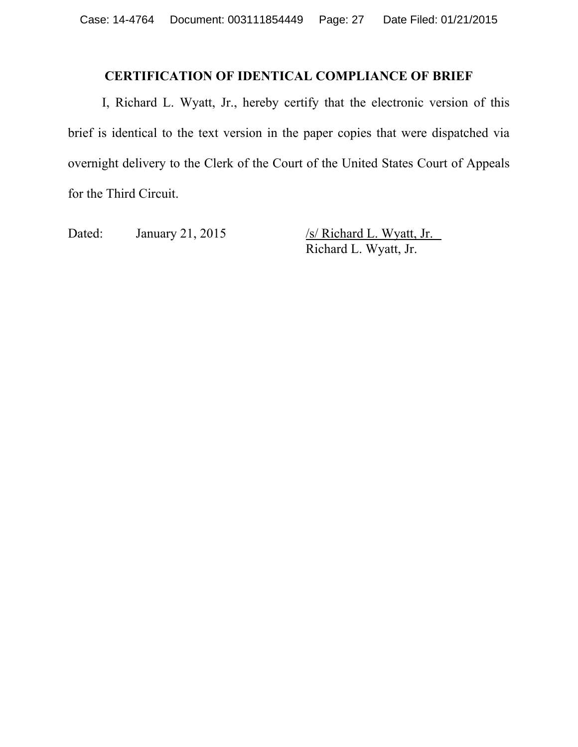## CERTIFICATION OF IDENTICAL COMPLIANCE OF BRIEF

I, Richard L. Wyatt, Jr., hereby certify that the electronic version of this brief is identical to the text version in the paper copies that were dispatched via overnight delivery to the Clerk of the Court of the United States Court of Appeals for the Third Circuit.

Dated: January 21, 2015

/s/ Richard L. Wyatt, Jr.
Richard L. Wyatt, Jr.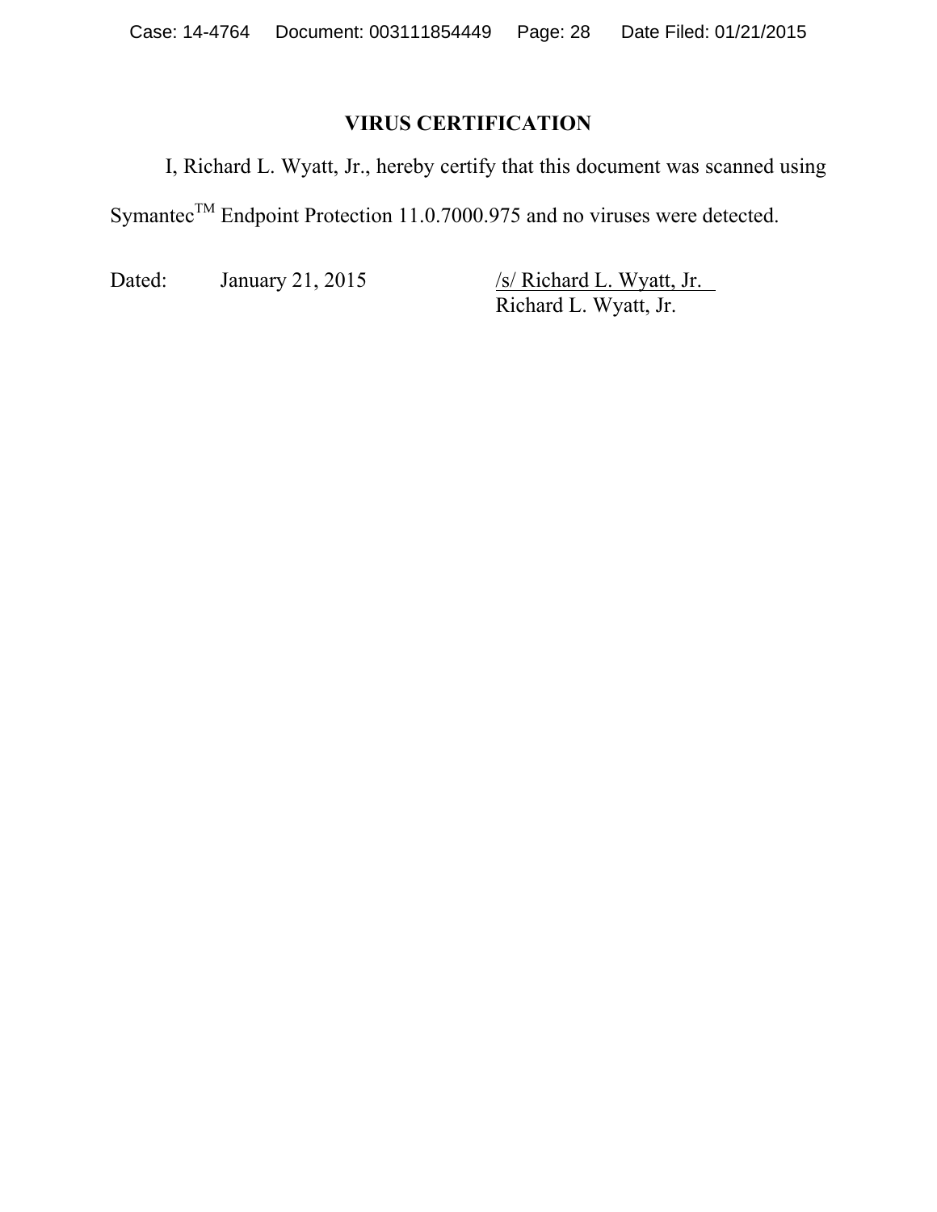## VIRUS CERTIFICATION

I, Richard L. Wyatt, Jr., hereby certify that this document was scanned using Symantec[TM] Endpoint Protection 11.0.7000.975 and no viruses were detected.

Dated: January 21, 2015

/s/ Richard L. Wyatt, Jr.
Richard L. Wyatt, Jr.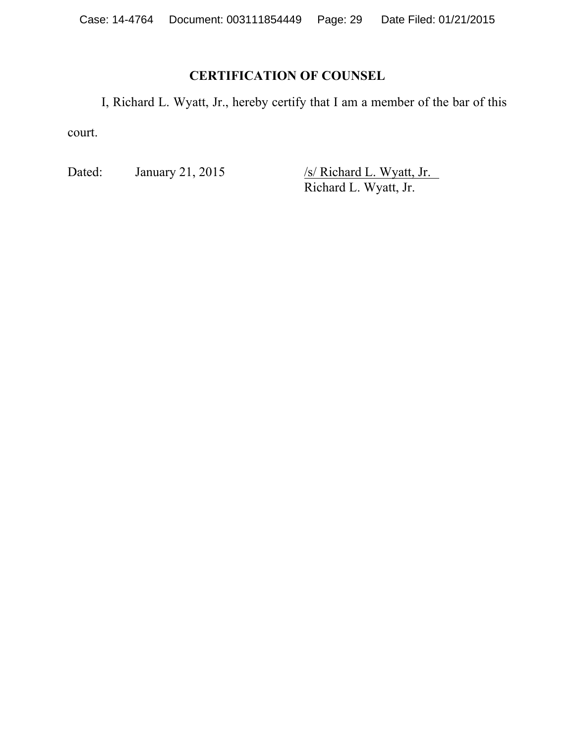## CERTIFICATION OF COUNSEL

I, Richard L. Wyatt, Jr., hereby certify that I am a member of the bar of this court.

Dated: January 21, 2015

/s/ Richard L. Wyatt, Jr.
Richard L. Wyatt, Jr.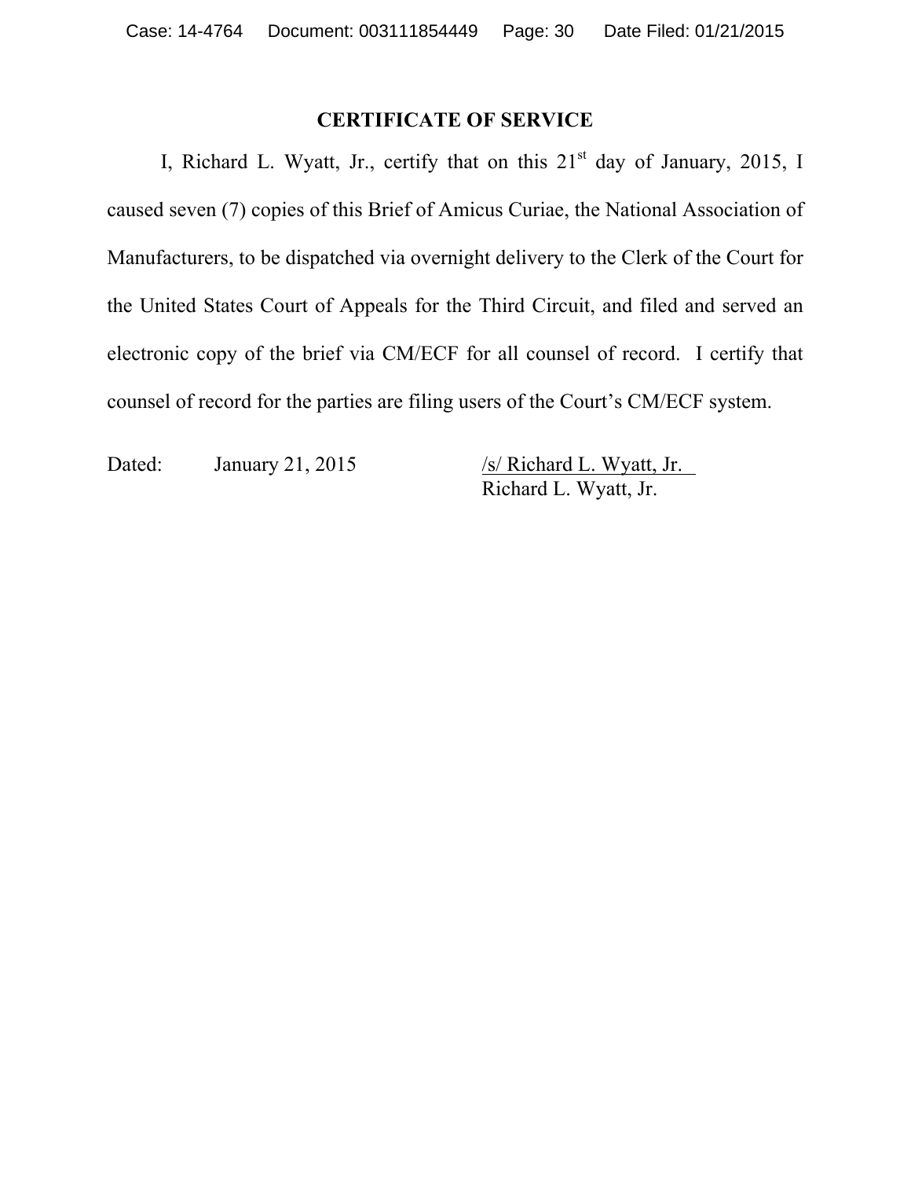# CERTIFICATE OF SERVICE

I, Richard L. Wyatt, Jr., certify that on this 21st day of January, 2015, I caused seven (7) copies of this Brief of Amicus Curiae, the National Association of Manufacturers, to be dispatched via overnight delivery to the Clerk of the Court for the United States Court of Appeals for the Third Circuit, and filed and served an electronic copy of the brief via CM/ECF for all counsel of record. I certify that counsel of record for the parties are filing users of the Court's CM/ECF system.

Dated: January 21, 2015

/s/ Richard L. Wyatt, Jr.
Richard L. Wyatt, Jr.